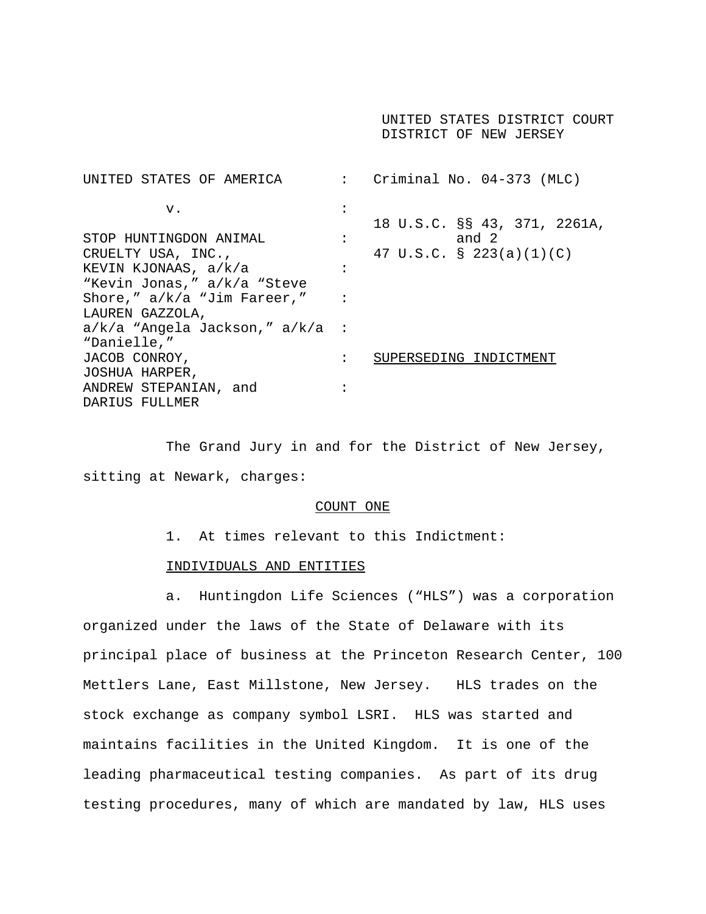UNITED STATES DISTRICT COURT
DISTRICT OF NEW JERSEY

| | | |
|---|---|---|
| UNITED STATES OF AMERICA | : | Criminal No. 04-373 (MLC) |
| v. | : | |
| | | 18 U.S.C. §§ 43, 371, 2261A, and 2 |
| STOP HUNTINGDON ANIMAL CRUELTY USA, INC., | : | 47 U.S.C. § 223(a)(1)(C) |
| KEVIN KJONAAS, a/k/a "Kevin Jonas," a/k/a "Steve Shore," a/k/a "Jim Fareer," | : | |
| LAUREN GAZZOLA, a/k/a "Angela Jackson," a/k/a "Danielle," | : | |
| JACOB CONROY, JOSHUA HARPER, | : | SUPERSEDING INDICTMENT |
| ANDREW STEPANIAN, and DARIUS FULLMER | : | |

The Grand Jury in and for the District of New Jersey, sitting at Newark, charges:

## COUNT ONE

1. At times relevant to this Indictment:

INDIVIDUALS AND ENTITIES

a. Huntingdon Life Sciences ("HLS") was a corporation organized under the laws of the State of Delaware with its principal place of business at the Princeton Research Center, 100 Mettlers Lane, East Millstone, New Jersey. HLS trades on the stock exchange as company symbol LSRI. HLS was started and maintains facilities in the United Kingdom. It is one of the leading pharmaceutical testing companies. As part of its drug testing procedures, many of which are mandated by law, HLS uses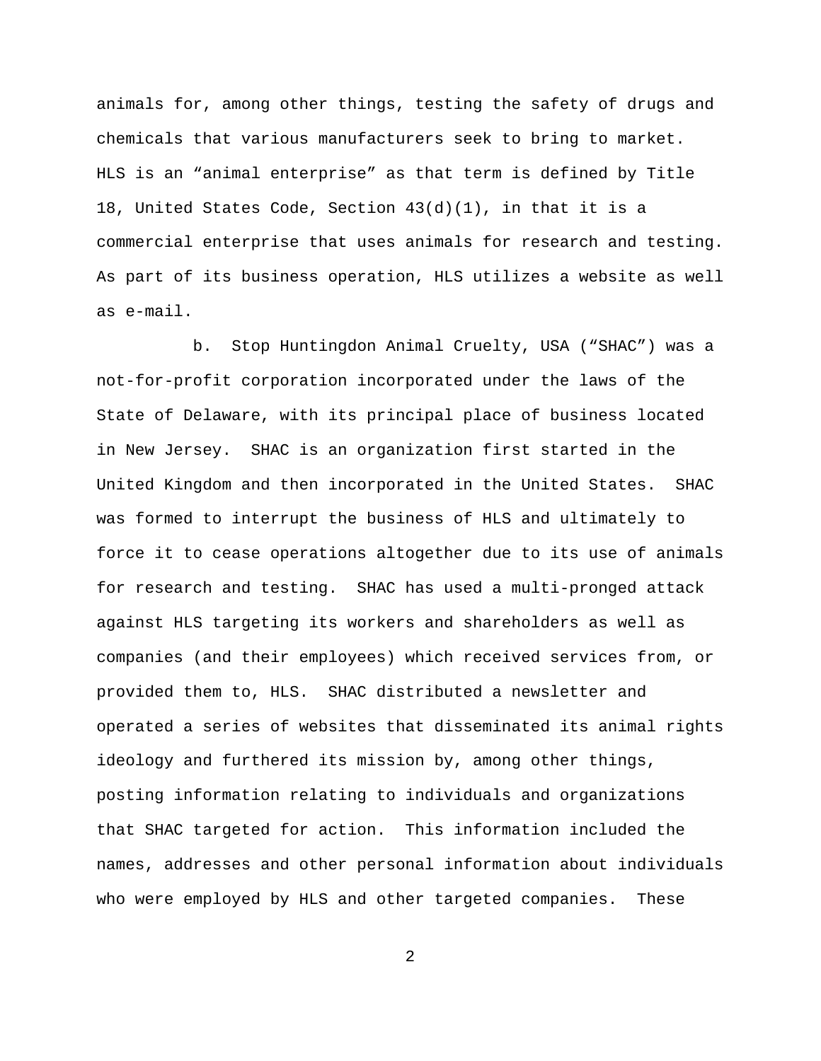animals for, among other things, testing the safety of drugs and chemicals that various manufacturers seek to bring to market. HLS is an "animal enterprise" as that term is defined by Title 18, United States Code, Section 43(d)(1), in that it is a commercial enterprise that uses animals for research and testing. As part of its business operation, HLS utilizes a website as well as e-mail.

b. Stop Huntingdon Animal Cruelty, USA ("SHAC") was a not-for-profit corporation incorporated under the laws of the State of Delaware, with its principal place of business located in New Jersey. SHAC is an organization first started in the United Kingdom and then incorporated in the United States. SHAC was formed to interrupt the business of HLS and ultimately to force it to cease operations altogether due to its use of animals for research and testing. SHAC has used a multi-pronged attack against HLS targeting its workers and shareholders as well as companies (and their employees) which received services from, or provided them to, HLS. SHAC distributed a newsletter and operated a series of websites that disseminated its animal rights ideology and furthered its mission by, among other things, posting information relating to individuals and organizations that SHAC targeted for action. This information included the names, addresses and other personal information about individuals who were employed by HLS and other targeted companies. These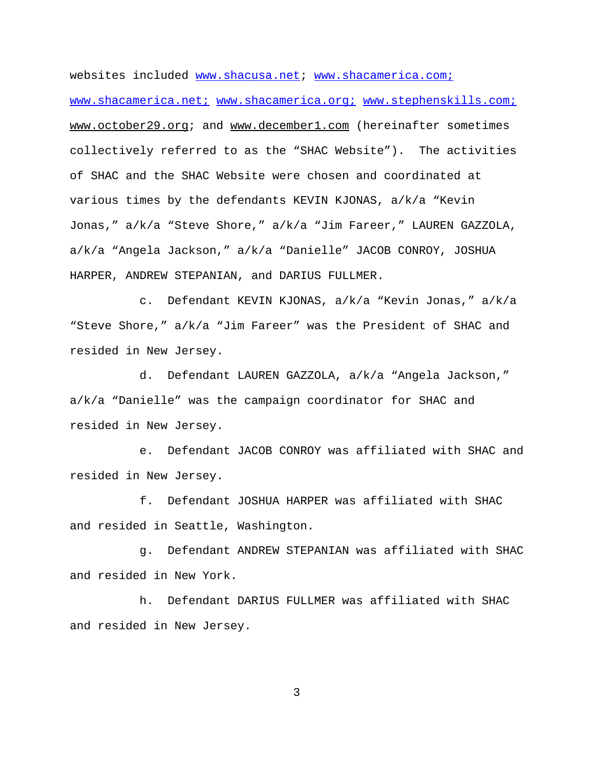websites included www.shacusa.net; www.shacamerica.com; www.shacamerica.net; www.shacamerica.org; www.stephenskills.com; www.october29.org; and www.december1.com (hereinafter sometimes collectively referred to as the "SHAC Website"). The activities of SHAC and the SHAC Website were chosen and coordinated at various times by the defendants KEVIN KJONAS, a/k/a "Kevin Jonas," a/k/a "Steve Shore," a/k/a "Jim Fareer," LAUREN GAZZOLA, a/k/a "Angela Jackson," a/k/a "Danielle" JACOB CONROY, JOSHUA HARPER, ANDREW STEPANIAN, and DARIUS FULLMER.

c. Defendant KEVIN KJONAS, a/k/a "Kevin Jonas," a/k/a "Steve Shore," a/k/a "Jim Fareer" was the President of SHAC and resided in New Jersey.

d. Defendant LAUREN GAZZOLA, a/k/a "Angela Jackson," a/k/a "Danielle" was the campaign coordinator for SHAC and resided in New Jersey.

e. Defendant JACOB CONROY was affiliated with SHAC and resided in New Jersey.

f. Defendant JOSHUA HARPER was affiliated with SHAC and resided in Seattle, Washington.

g. Defendant ANDREW STEPANIAN was affiliated with SHAC and resided in New York.

h. Defendant DARIUS FULLMER was affiliated with SHAC and resided in New Jersey.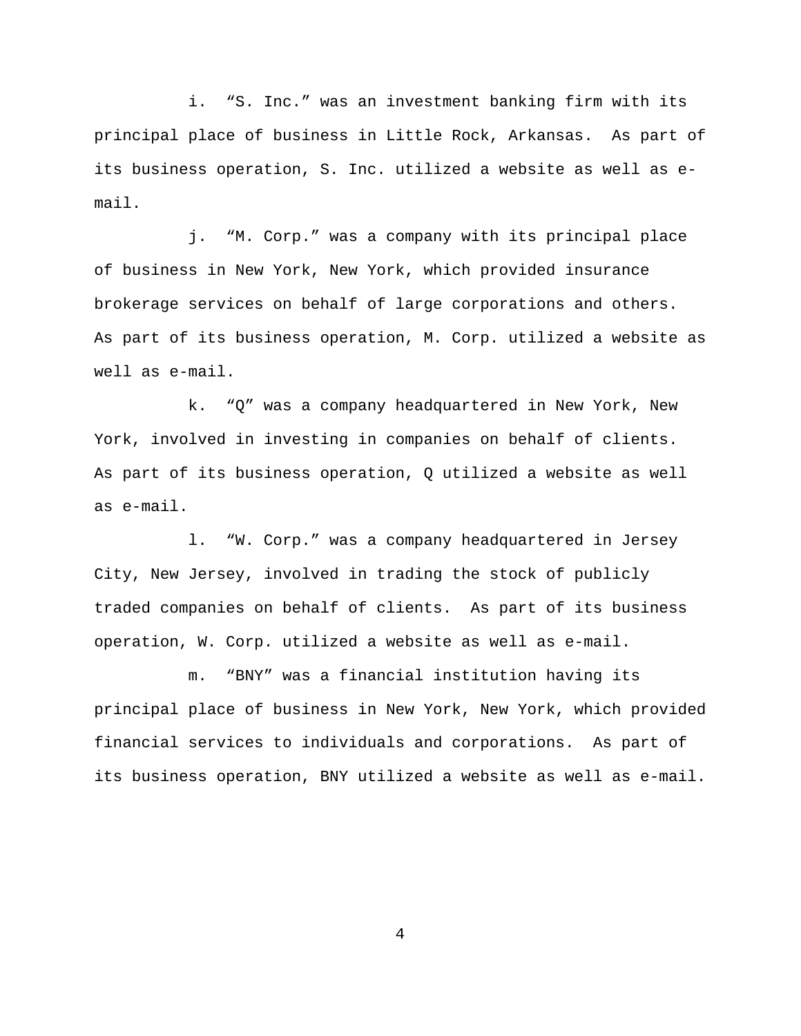i. "S. Inc." was an investment banking firm with its principal place of business in Little Rock, Arkansas. As part of its business operation, S. Inc. utilized a website as well as e-mail.

j. "M. Corp." was a company with its principal place of business in New York, New York, which provided insurance brokerage services on behalf of large corporations and others. As part of its business operation, M. Corp. utilized a website as well as e-mail.

k. "Q" was a company headquartered in New York, New York, involved in investing in companies on behalf of clients. As part of its business operation, Q utilized a website as well as e-mail.

l. "W. Corp." was a company headquartered in Jersey City, New Jersey, involved in trading the stock of publicly traded companies on behalf of clients. As part of its business operation, W. Corp. utilized a website as well as e-mail.

m. "BNY" was a financial institution having its principal place of business in New York, New York, which provided financial services to individuals and corporations. As part of its business operation, BNY utilized a website as well as e-mail.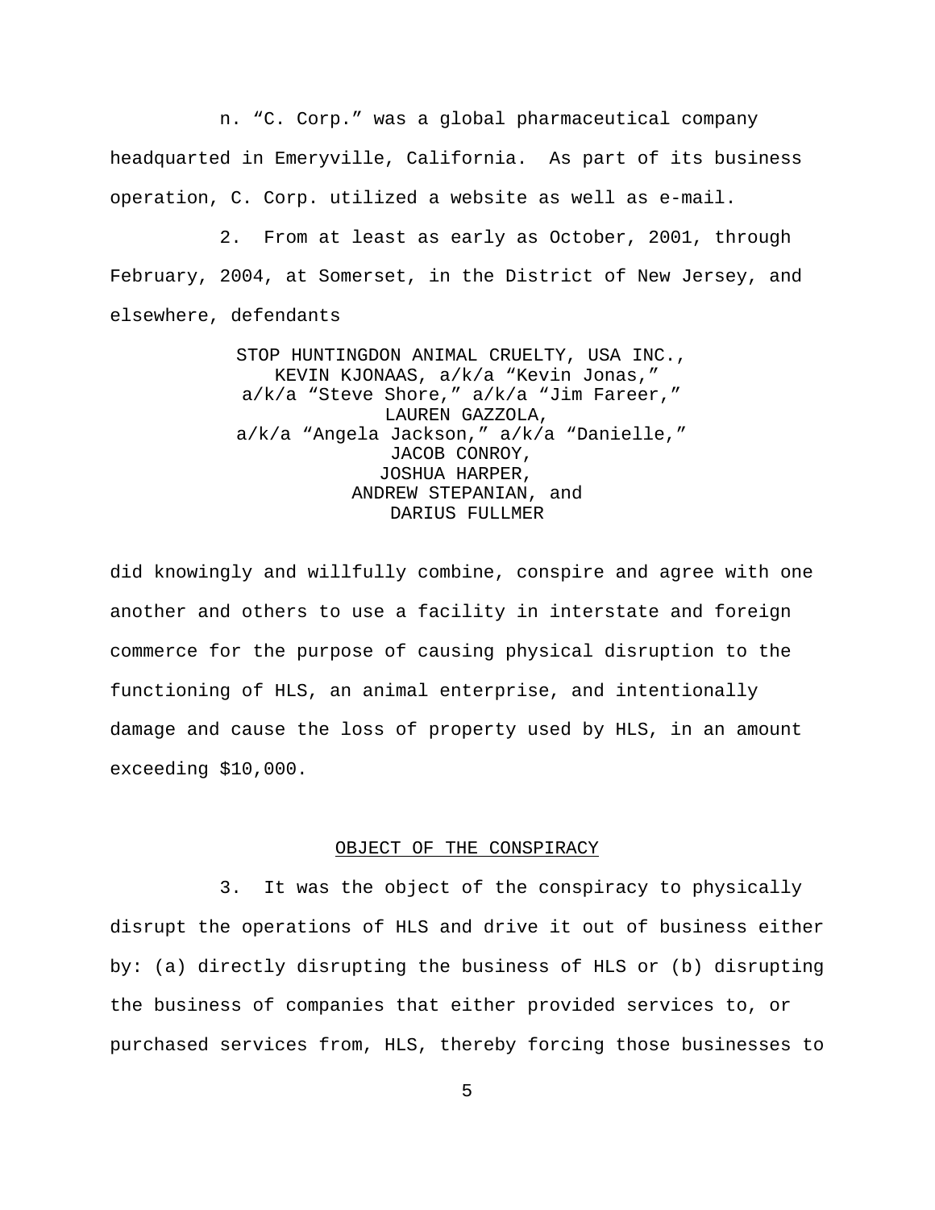n. “C. Corp.” was a global pharmaceutical company headquartered in Emeryville, California. As part of its business operation, C. Corp. utilized a website as well as e-mail.

2. From at least as early as October, 2001, through February, 2004, at Somerset, in the District of New Jersey, and elsewhere, defendants

STOP HUNTINGDON ANIMAL CRUELTY, USA INC.,
KEVIN KJONAAS, a/k/a “Kevin Jonas,”
a/k/a “Steve Shore,” a/k/a “Jim Fareer,”
LAUREN GAZZOLA,
a/k/a “Angela Jackson,” a/k/a “Danielle,”
JACOB CONROY,
JOSHUA HARPER,
ANDREW STEPANIAN, and
DARIUS FULLMER

did knowingly and willfully combine, conspire and agree with one another and others to use a facility in interstate and foreign commerce for the purpose of causing physical disruption to the functioning of HLS, an animal enterprise, and intentionally damage and cause the loss of property used by HLS, in an amount exceeding $10,000.

## OBJECT OF THE CONSPIRACY

3. It was the object of the conspiracy to physically disrupt the operations of HLS and drive it out of business either by: (a) directly disrupting the business of HLS or (b) disrupting the business of companies that either provided services to, or purchased services from, HLS, thereby forcing those businesses to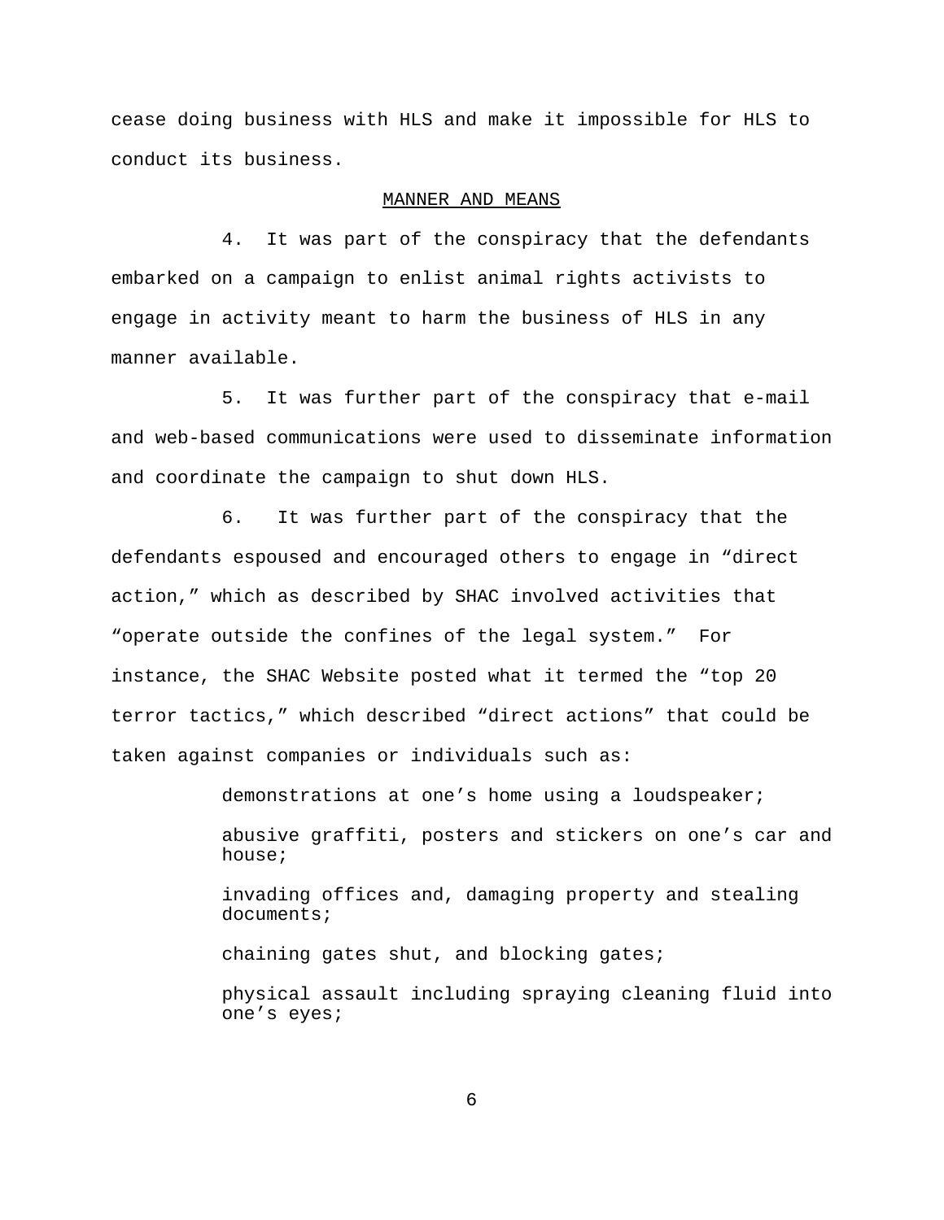cease doing business with HLS and make it impossible for HLS to conduct its business.

MANNER AND MEANS

4. It was part of the conspiracy that the defendants embarked on a campaign to enlist animal rights activists to engage in activity meant to harm the business of HLS in any manner available.

5. It was further part of the conspiracy that e-mail and web-based communications were used to disseminate information and coordinate the campaign to shut down HLS.

6. It was further part of the conspiracy that the defendants espoused and encouraged others to engage in "direct action," which as described by SHAC involved activities that "operate outside the confines of the legal system." For instance, the SHAC Website posted what it termed the "top 20 terror tactics," which described "direct actions" that could be taken against companies or individuals such as:

> demonstrations at one's home using a loudspeaker;
>
> abusive graffiti, posters and stickers on one's car and house;
>
> invading offices and, damaging property and stealing documents;
>
> chaining gates shut, and blocking gates;
>
> physical assault including spraying cleaning fluid into one's eyes;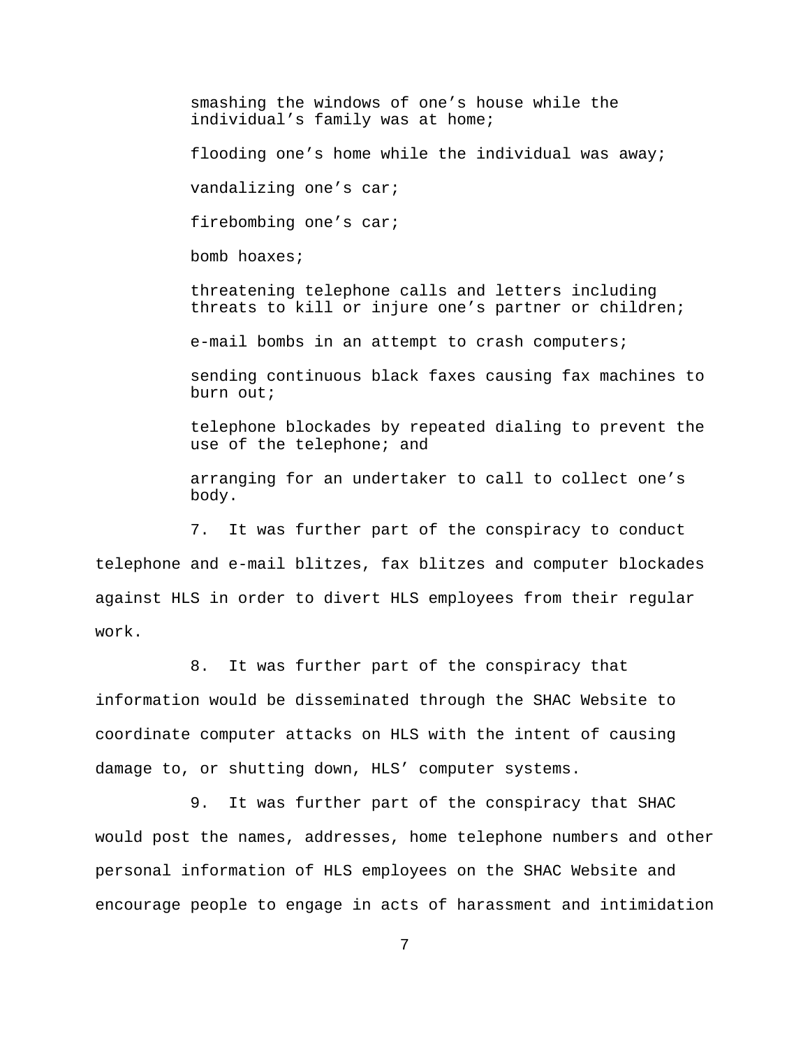smashing the windows of one's house while the individual's family was at home;

flooding one's home while the individual was away;

vandalizing one's car;

firebombing one's car;

bomb hoaxes;

threatening telephone calls and letters including threats to kill or injure one's partner or children;

e-mail bombs in an attempt to crash computers;

sending continuous black faxes causing fax machines to burn out;

telephone blockades by repeated dialing to prevent the use of the telephone; and

arranging for an undertaker to call to collect one's body.

7. It was further part of the conspiracy to conduct telephone and e-mail blitzes, fax blitzes and computer blockades against HLS in order to divert HLS employees from their regular work.

8. It was further part of the conspiracy that information would be disseminated through the SHAC Website to coordinate computer attacks on HLS with the intent of causing damage to, or shutting down, HLS' computer systems.

9. It was further part of the conspiracy that SHAC would post the names, addresses, home telephone numbers and other personal information of HLS employees on the SHAC Website and encourage people to engage in acts of harassment and intimidation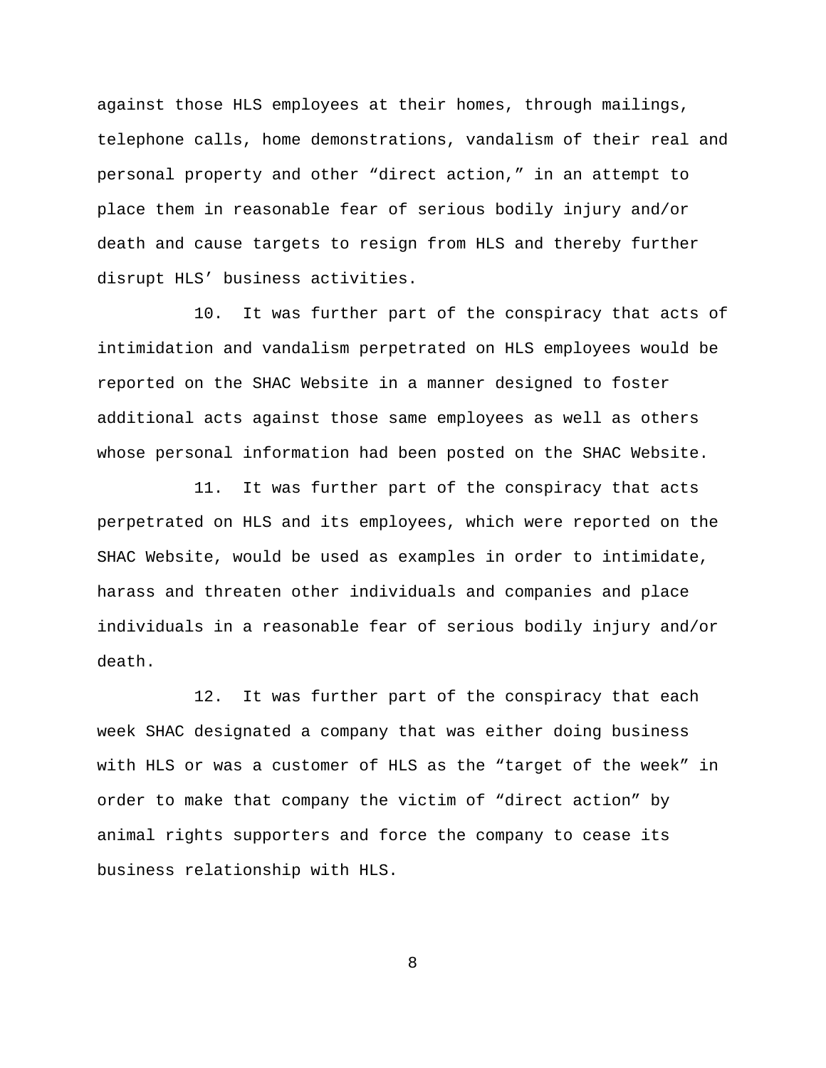against those HLS employees at their homes, through mailings, telephone calls, home demonstrations, vandalism of their real and personal property and other “direct action,” in an attempt to place them in reasonable fear of serious bodily injury and/or death and cause targets to resign from HLS and thereby further disrupt HLS’ business activities.

10. It was further part of the conspiracy that acts of intimidation and vandalism perpetrated on HLS employees would be reported on the SHAC Website in a manner designed to foster additional acts against those same employees as well as others whose personal information had been posted on the SHAC Website.

11. It was further part of the conspiracy that acts perpetrated on HLS and its employees, which were reported on the SHAC Website, would be used as examples in order to intimidate, harass and threaten other individuals and companies and place individuals in a reasonable fear of serious bodily injury and/or death.

12. It was further part of the conspiracy that each week SHAC designated a company that was either doing business with HLS or was a customer of HLS as the “target of the week” in order to make that company the victim of “direct action” by animal rights supporters and force the company to cease its business relationship with HLS.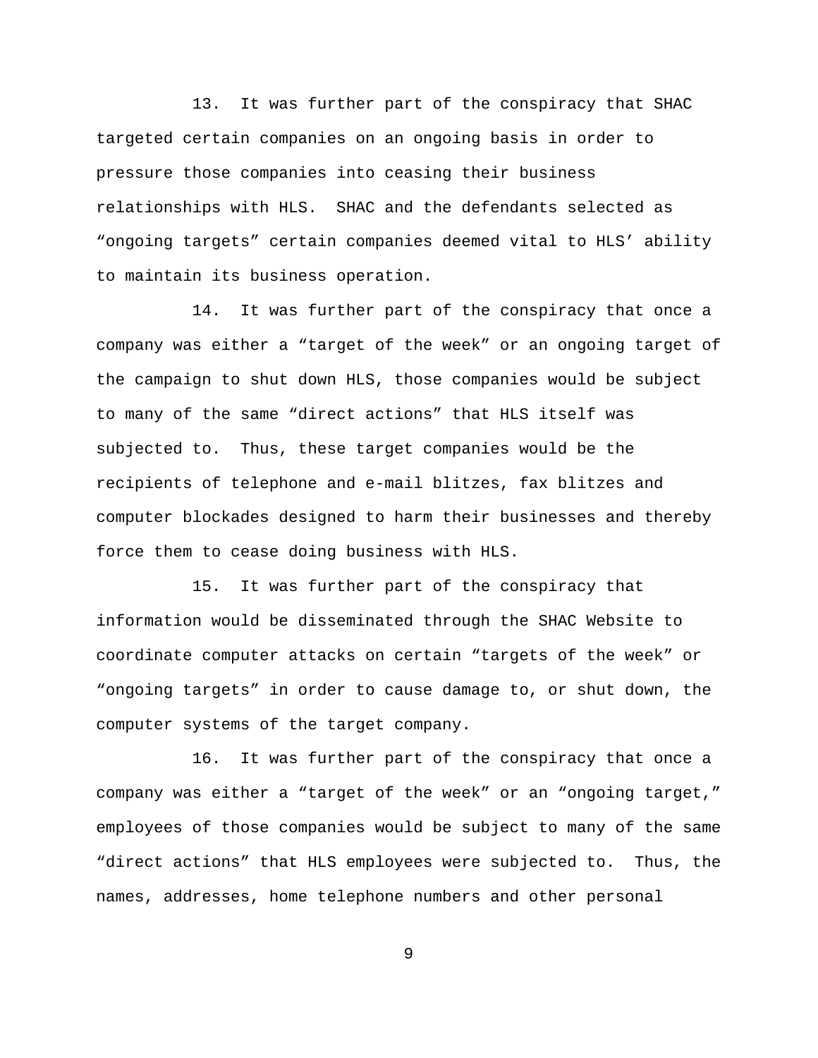13. It was further part of the conspiracy that SHAC targeted certain companies on an ongoing basis in order to pressure those companies into ceasing their business relationships with HLS. SHAC and the defendants selected as "ongoing targets" certain companies deemed vital to HLS' ability to maintain its business operation.

14. It was further part of the conspiracy that once a company was either a "target of the week" or an ongoing target of the campaign to shut down HLS, those companies would be subject to many of the same "direct actions" that HLS itself was subjected to. Thus, these target companies would be the recipients of telephone and e-mail blitzes, fax blitzes and computer blockades designed to harm their businesses and thereby force them to cease doing business with HLS.

15. It was further part of the conspiracy that information would be disseminated through the SHAC Website to coordinate computer attacks on certain "targets of the week" or "ongoing targets" in order to cause damage to, or shut down, the computer systems of the target company.

16. It was further part of the conspiracy that once a company was either a "target of the week" or an "ongoing target," employees of those companies would be subject to many of the same "direct actions" that HLS employees were subjected to. Thus, the names, addresses, home telephone numbers and other personal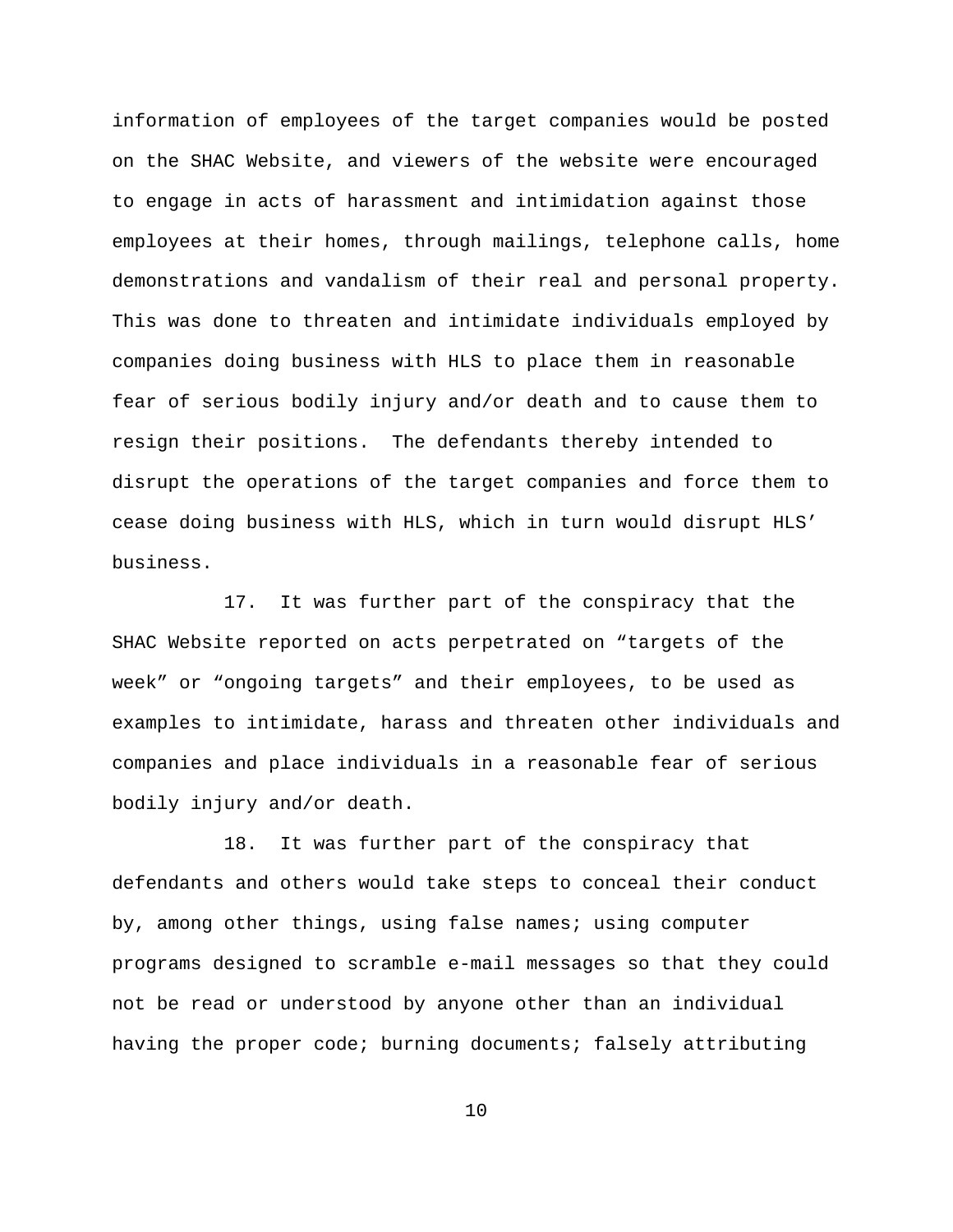information of employees of the target companies would be posted on the SHAC Website, and viewers of the website were encouraged to engage in acts of harassment and intimidation against those employees at their homes, through mailings, telephone calls, home demonstrations and vandalism of their real and personal property. This was done to threaten and intimidate individuals employed by companies doing business with HLS to place them in reasonable fear of serious bodily injury and/or death and to cause them to resign their positions. The defendants thereby intended to disrupt the operations of the target companies and force them to cease doing business with HLS, which in turn would disrupt HLS' business.

17. It was further part of the conspiracy that the SHAC Website reported on acts perpetrated on "targets of the week" or "ongoing targets" and their employees, to be used as examples to intimidate, harass and threaten other individuals and companies and place individuals in a reasonable fear of serious bodily injury and/or death.

18. It was further part of the conspiracy that defendants and others would take steps to conceal their conduct by, among other things, using false names; using computer programs designed to scramble e-mail messages so that they could not be read or understood by anyone other than an individual having the proper code; burning documents; falsely attributing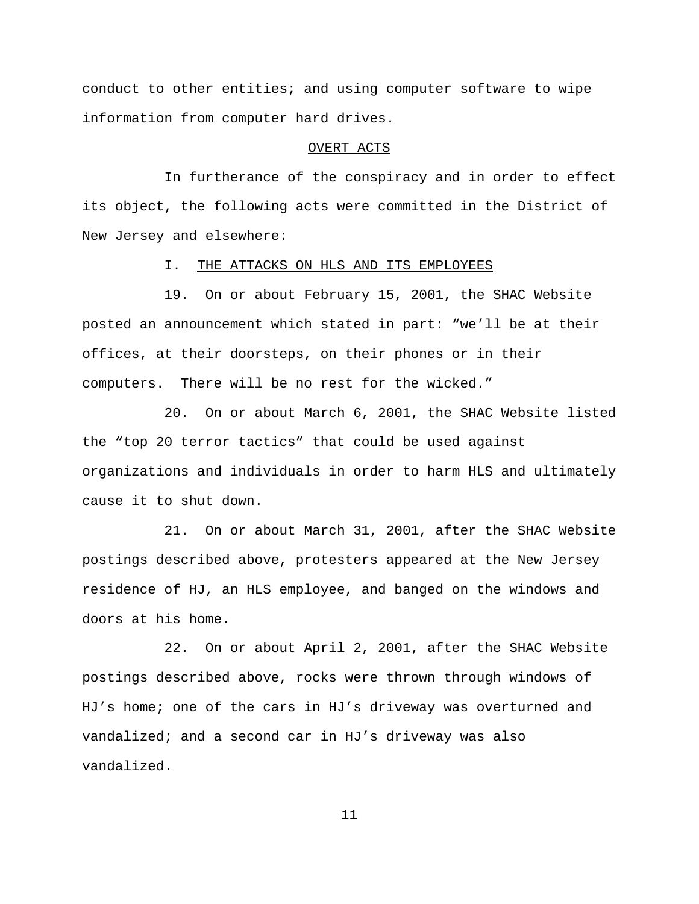conduct to other entities; and using computer software to wipe information from computer hard drives.

## OVERT ACTS

In furtherance of the conspiracy and in order to effect its object, the following acts were committed in the District of New Jersey and elsewhere:

### I. THE ATTACKS ON HLS AND ITS EMPLOYEES

19. On or about February 15, 2001, the SHAC Website posted an announcement which stated in part: "we'll be at their offices, at their doorsteps, on their phones or in their computers. There will be no rest for the wicked."

20. On or about March 6, 2001, the SHAC Website listed the "top 20 terror tactics" that could be used against organizations and individuals in order to harm HLS and ultimately cause it to shut down.

21. On or about March 31, 2001, after the SHAC Website postings described above, protesters appeared at the New Jersey residence of HJ, an HLS employee, and banged on the windows and doors at his home.

22. On or about April 2, 2001, after the SHAC Website postings described above, rocks were thrown through windows of HJ's home; one of the cars in HJ's driveway was overturned and vandalized; and a second car in HJ's driveway was also vandalized.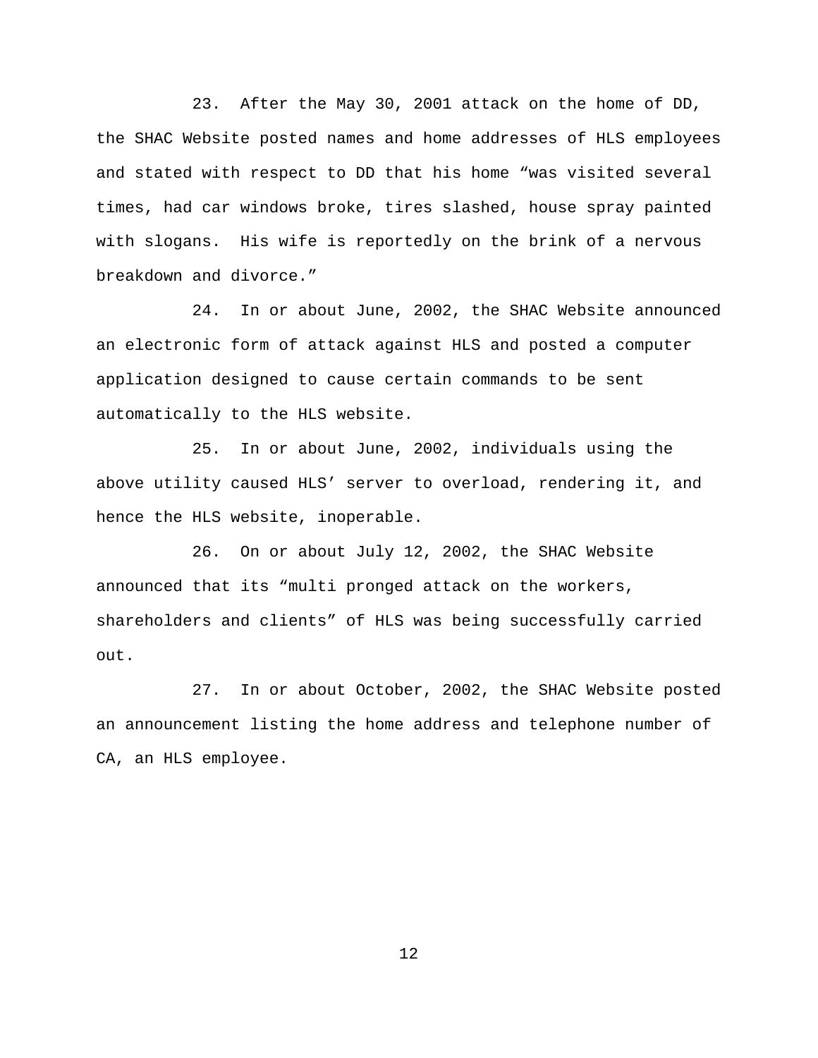23. After the May 30, 2001 attack on the home of DD, the SHAC Website posted names and home addresses of HLS employees and stated with respect to DD that his home "was visited several times, had car windows broke, tires slashed, house spray painted with slogans. His wife is reportedly on the brink of a nervous breakdown and divorce."

24. In or about June, 2002, the SHAC Website announced an electronic form of attack against HLS and posted a computer application designed to cause certain commands to be sent automatically to the HLS website.

25. In or about June, 2002, individuals using the above utility caused HLS' server to overload, rendering it, and hence the HLS website, inoperable.

26. On or about July 12, 2002, the SHAC Website announced that its "multi pronged attack on the workers, shareholders and clients" of HLS was being successfully carried out.

27. In or about October, 2002, the SHAC Website posted an announcement listing the home address and telephone number of CA, an HLS employee.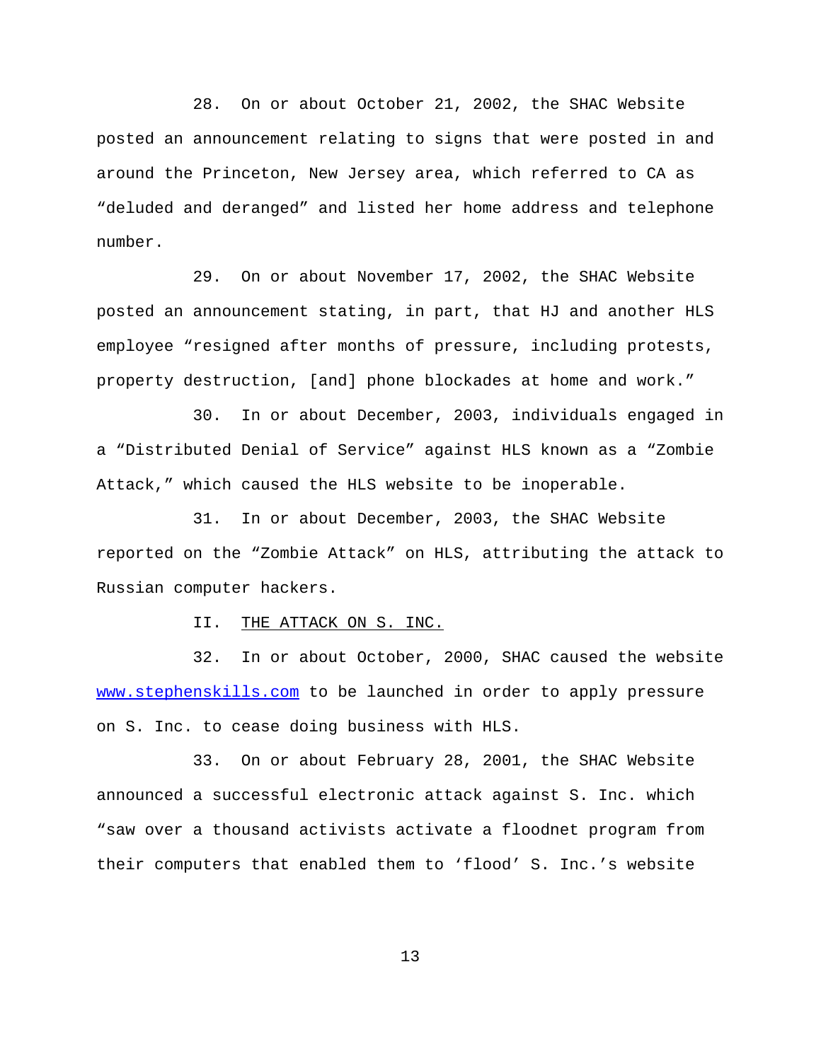28. On or about October 21, 2002, the SHAC Website posted an announcement relating to signs that were posted in and around the Princeton, New Jersey area, which referred to CA as "deluded and deranged" and listed her home address and telephone number.

29. On or about November 17, 2002, the SHAC Website posted an announcement stating, in part, that HJ and another HLS employee "resigned after months of pressure, including protests, property destruction, [and] phone blockades at home and work."

30. In or about December, 2003, individuals engaged in a "Distributed Denial of Service" against HLS known as a "Zombie Attack," which caused the HLS website to be inoperable.

31. In or about December, 2003, the SHAC Website reported on the "Zombie Attack" on HLS, attributing the attack to Russian computer hackers.

II. <u>THE ATTACK ON S. INC.</u>

32. In or about October, 2000, SHAC caused the website www.stephenskills.com to be launched in order to apply pressure on S. Inc. to cease doing business with HLS.

33. On or about February 28, 2001, the SHAC Website announced a successful electronic attack against S. Inc. which "saw over a thousand activists activate a floodnet program from their computers that enabled them to 'flood' S. Inc.'s website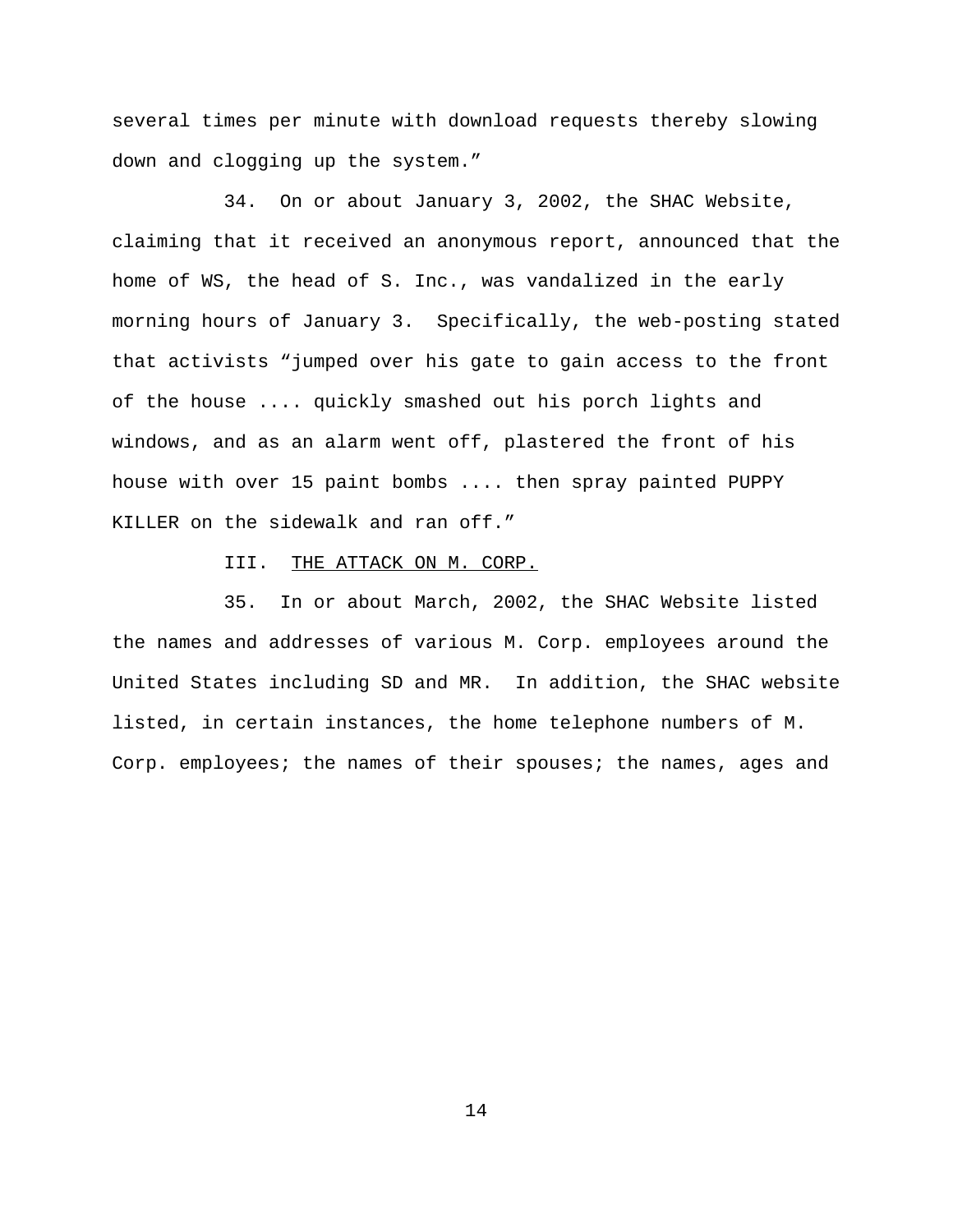several times per minute with download requests thereby slowing down and clogging up the system."

34. On or about January 3, 2002, the SHAC Website, claiming that it received an anonymous report, announced that the home of WS, the head of S. Inc., was vandalized in the early morning hours of January 3. Specifically, the web-posting stated that activists "jumped over his gate to gain access to the front of the house .... quickly smashed out his porch lights and windows, and as an alarm went off, plastered the front of his house with over 15 paint bombs .... then spray painted PUPPY KILLER on the sidewalk and ran off."

III. THE ATTACK ON M. CORP.

35. In or about March, 2002, the SHAC Website listed the names and addresses of various M. Corp. employees around the United States including SD and MR. In addition, the SHAC website listed, in certain instances, the home telephone numbers of M. Corp. employees; the names of their spouses; the names, ages and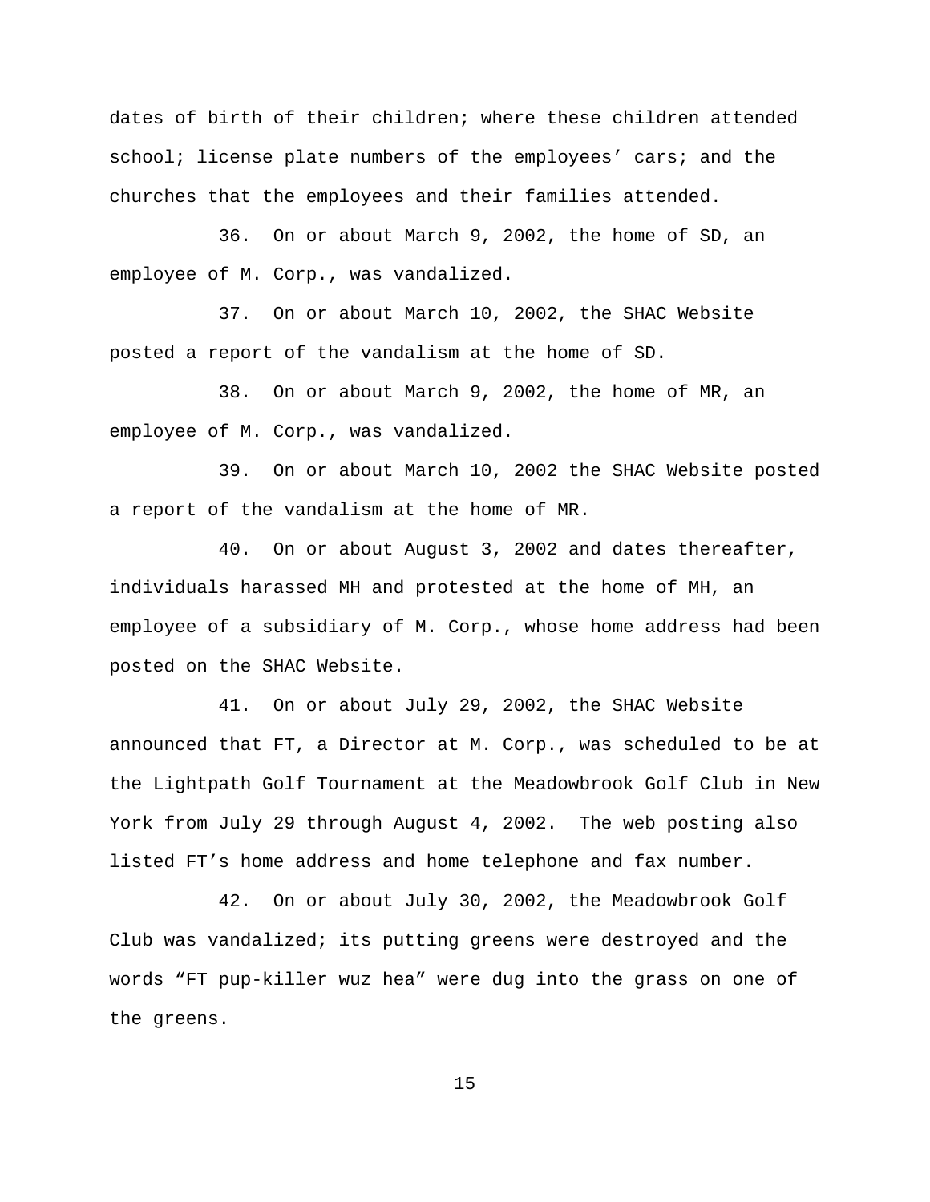dates of birth of their children; where these children attended school; license plate numbers of the employees' cars; and the churches that the employees and their families attended.

36. On or about March 9, 2002, the home of SD, an employee of M. Corp., was vandalized.

37. On or about March 10, 2002, the SHAC Website posted a report of the vandalism at the home of SD.

38. On or about March 9, 2002, the home of MR, an employee of M. Corp., was vandalized.

39. On or about March 10, 2002 the SHAC Website posted a report of the vandalism at the home of MR.

40. On or about August 3, 2002 and dates thereafter, individuals harassed MH and protested at the home of MH, an employee of a subsidiary of M. Corp., whose home address had been posted on the SHAC Website.

41. On or about July 29, 2002, the SHAC Website announced that FT, a Director at M. Corp., was scheduled to be at the Lightpath Golf Tournament at the Meadowbrook Golf Club in New York from July 29 through August 4, 2002. The web posting also listed FT's home address and home telephone and fax number.

42. On or about July 30, 2002, the Meadowbrook Golf Club was vandalized; its putting greens were destroyed and the words "FT pup-killer wuz hea" were dug into the grass on one of the greens.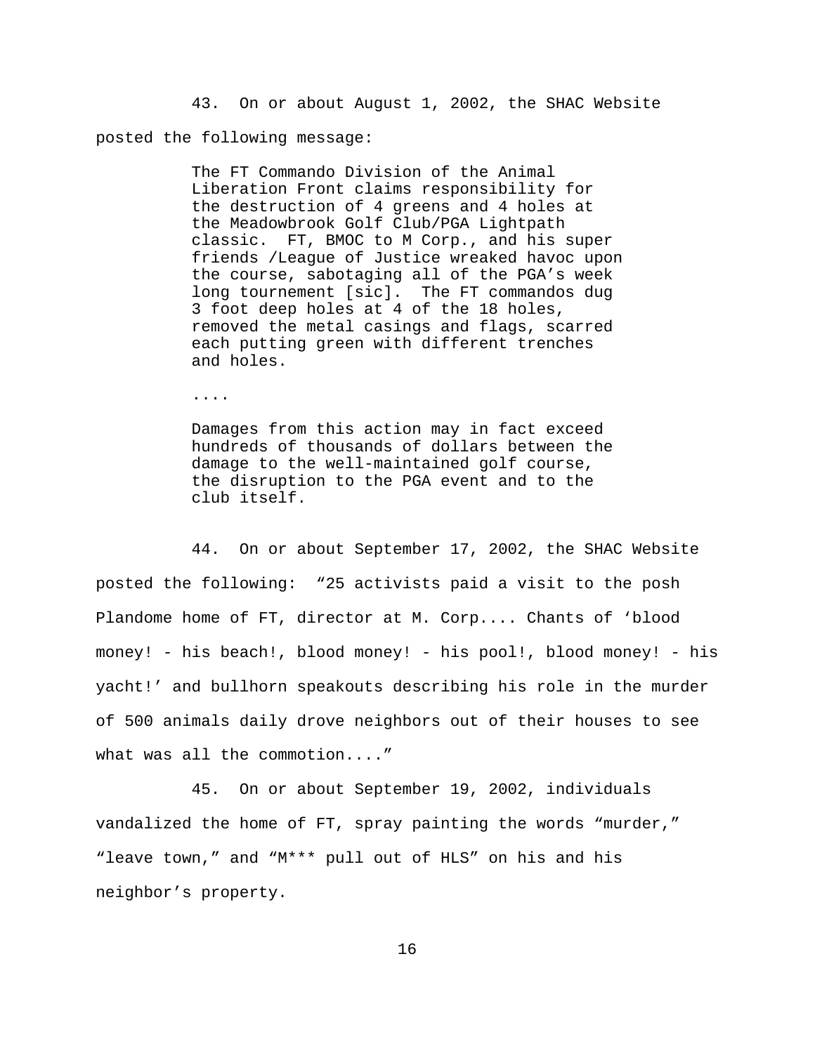43. On or about August 1, 2002, the SHAC Website posted the following message:

> The FT Commando Division of the Animal Liberation Front claims responsibility for the destruction of 4 greens and 4 holes at the Meadowbrook Golf Club/PGA Lightpath classic. FT, BMOC to M Corp., and his super friends /League of Justice wreaked havoc upon the course, sabotaging all of the PGA's week long tournement [sic]. The FT commandos dug 3 foot deep holes at 4 of the 18 holes, removed the metal casings and flags, scarred each putting green with different trenches and holes.
>
> ....
>
> Damages from this action may in fact exceed hundreds of thousands of dollars between the damage to the well-maintained golf course, the disruption to the PGA event and to the club itself.

44. On or about September 17, 2002, the SHAC Website posted the following: "25 activists paid a visit to the posh Plandome home of FT, director at M. Corp.... Chants of 'blood money! - his beach!, blood money! - his pool!, blood money! - his yacht!' and bullhorn speakouts describing his role in the murder of 500 animals daily drove neighbors out of their houses to see what was all the commotion...."

45. On or about September 19, 2002, individuals vandalized the home of FT, spray painting the words "murder," "leave town," and "M*** pull out of HLS" on his and his neighbor's property.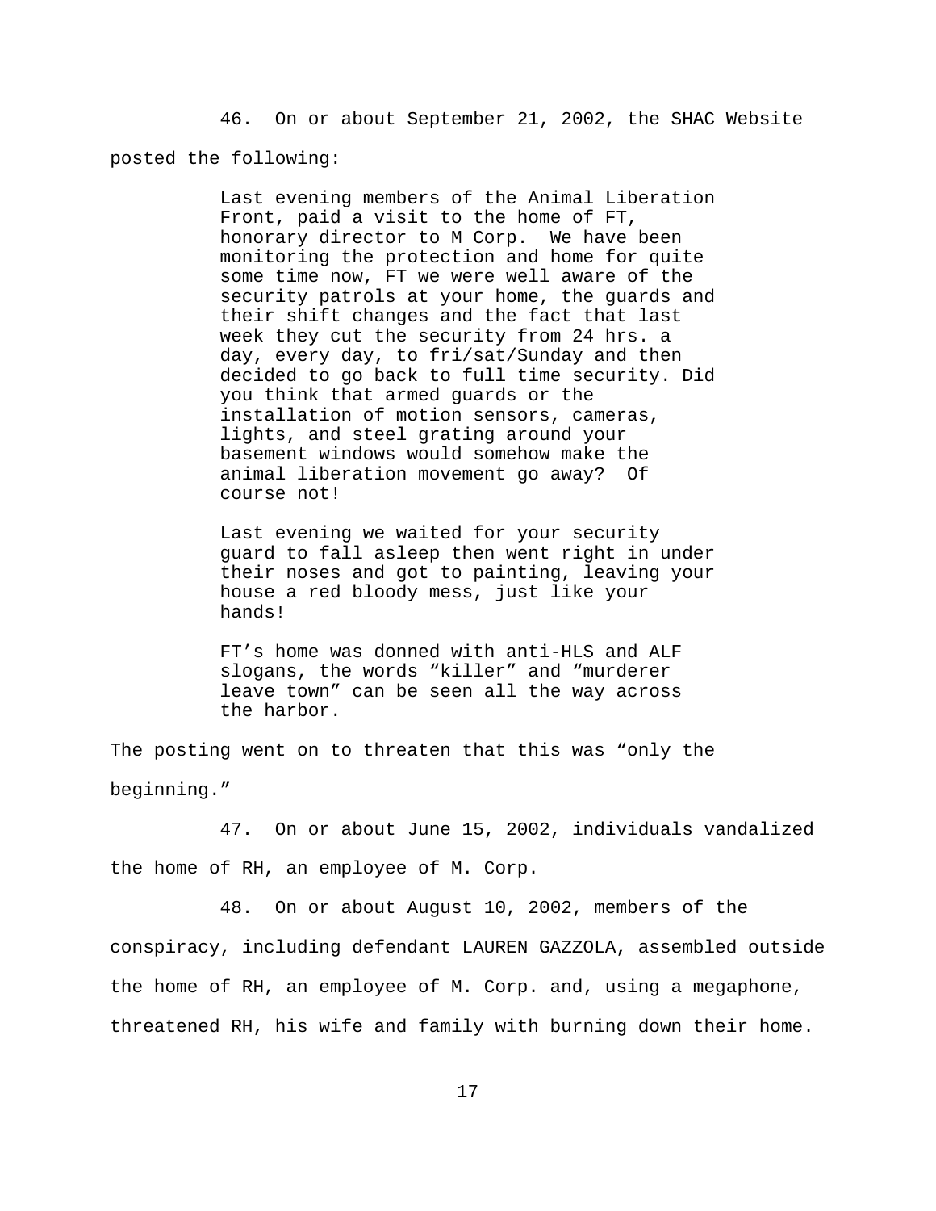46. On or about September 21, 2002, the SHAC Website posted the following:

> Last evening members of the Animal Liberation Front, paid a visit to the home of FT, honorary director to M Corp. We have been monitoring the protection and home for quite some time now, FT we were well aware of the security patrols at your home, the guards and their shift changes and the fact that last week they cut the security from 24 hrs. a day, every day, to fri/sat/Sunday and then decided to go back to full time security. Did you think that armed guards or the installation of motion sensors, cameras, lights, and steel grating around your basement windows would somehow make the animal liberation movement go away? Of course not!
>
> Last evening we waited for your security guard to fall asleep then went right in under their noses and got to painting, leaving your house a red bloody mess, just like your hands!
>
> FT's home was donned with anti-HLS and ALF slogans, the words "killer" and "murderer leave town" can be seen all the way across the harbor.

The posting went on to threaten that this was "only the beginning."

47. On or about June 15, 2002, individuals vandalized the home of RH, an employee of M. Corp.

48. On or about August 10, 2002, members of the conspiracy, including defendant LAUREN GAZZOLA, assembled outside the home of RH, an employee of M. Corp. and, using a megaphone, threatened RH, his wife and family with burning down their home.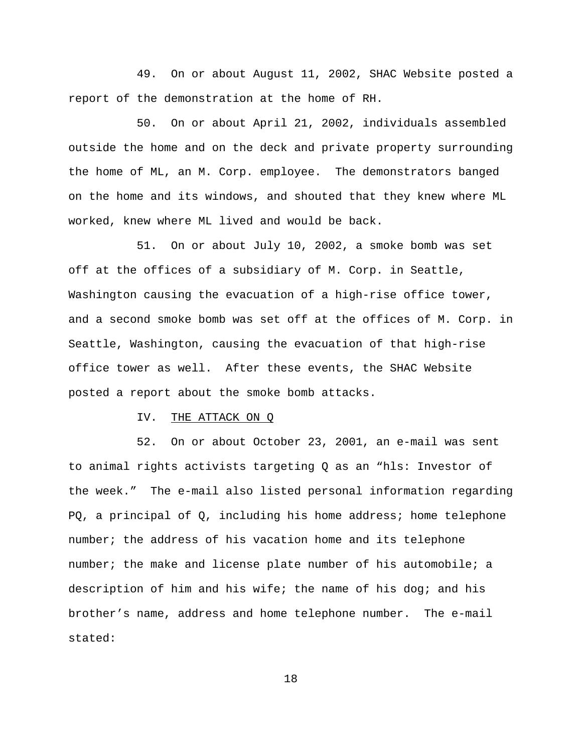49. On or about August 11, 2002, SHAC Website posted a report of the demonstration at the home of RH.

50. On or about April 21, 2002, individuals assembled outside the home and on the deck and private property surrounding the home of ML, an M. Corp. employee. The demonstrators banged on the home and its windows, and shouted that they knew where ML worked, knew where ML lived and would be back.

51. On or about July 10, 2002, a smoke bomb was set off at the offices of a subsidiary of M. Corp. in Seattle, Washington causing the evacuation of a high-rise office tower, and a second smoke bomb was set off at the offices of M. Corp. in Seattle, Washington, causing the evacuation of that high-rise office tower as well. After these events, the SHAC Website posted a report about the smoke bomb attacks.

## IV. THE ATTACK ON Q

52. On or about October 23, 2001, an e-mail was sent to animal rights activists targeting Q as an "hls: Investor of the week." The e-mail also listed personal information regarding PQ, a principal of Q, including his home address; home telephone number; the address of his vacation home and its telephone number; the make and license plate number of his automobile; a description of him and his wife; the name of his dog; and his brother's name, address and home telephone number. The e-mail stated: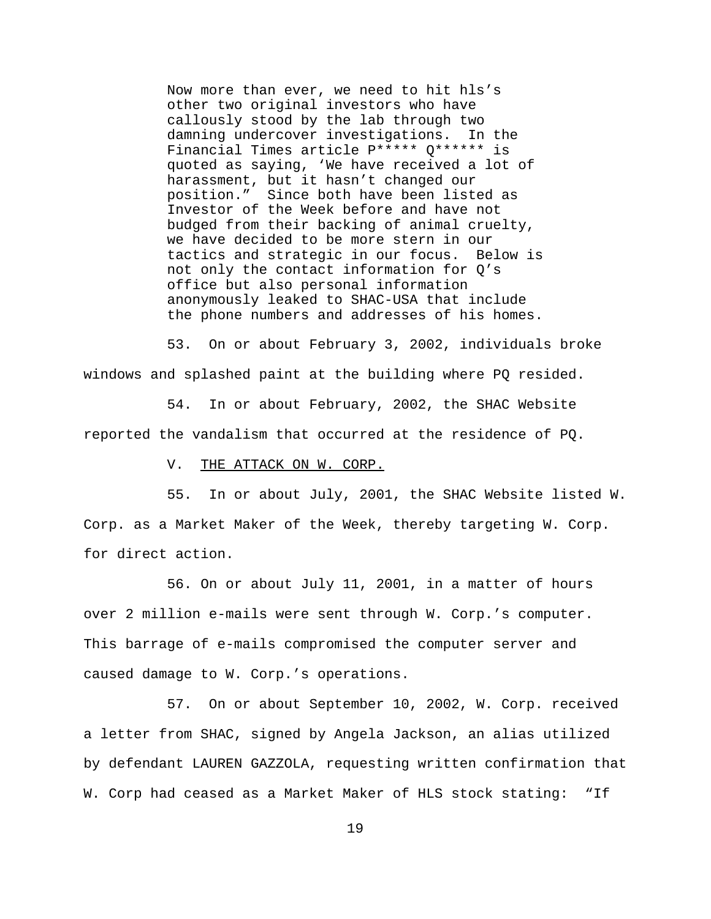> Now more than ever, we need to hit hls's other two original investors who have callously stood by the lab through two damning undercover investigations. In the Financial Times article P***** Q****** is quoted as saying, 'We have received a lot of harassment, but it hasn't changed our position." Since both have been listed as Investor of the Week before and have not budged from their backing of animal cruelty, we have decided to be more stern in our tactics and strategic in our focus. Below is not only the contact information for Q's office but also personal information anonymously leaked to SHAC-USA that include the phone numbers and addresses of his homes.

53. On or about February 3, 2002, individuals broke windows and splashed paint at the building where PQ resided.

54. In or about February, 2002, the SHAC Website reported the vandalism that occurred at the residence of PQ.

V. <u>THE ATTACK ON W. CORP.</u>

55. In or about July, 2001, the SHAC Website listed W. Corp. as a Market Maker of the Week, thereby targeting W. Corp. for direct action.

56. On or about July 11, 2001, in a matter of hours over 2 million e-mails were sent through W. Corp.'s computer. This barrage of e-mails compromised the computer server and caused damage to W. Corp.'s operations.

57. On or about September 10, 2002, W. Corp. received a letter from SHAC, signed by Angela Jackson, an alias utilized by defendant LAUREN GAZZOLA, requesting written confirmation that W. Corp had ceased as a Market Maker of HLS stock stating: "If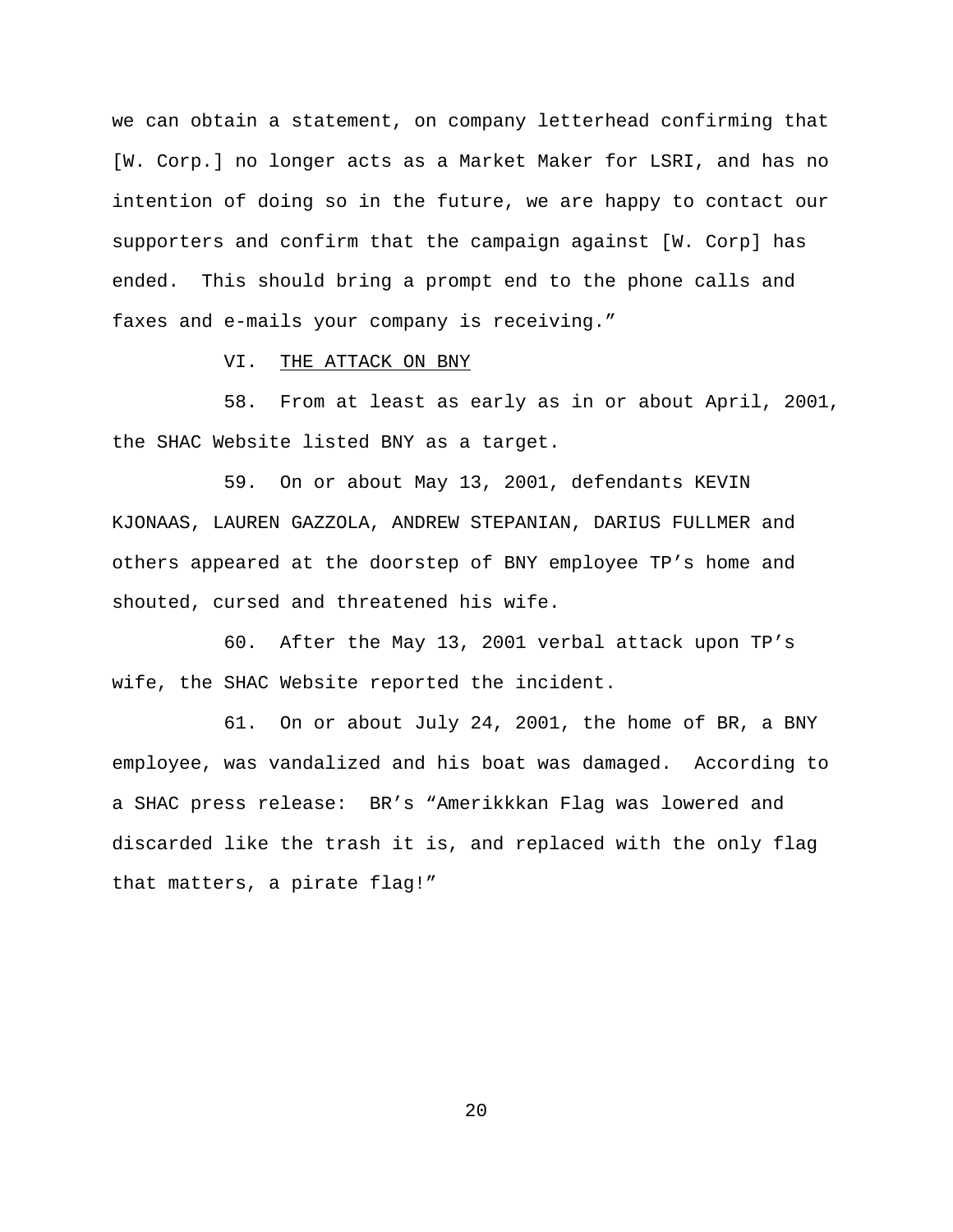we can obtain a statement, on company letterhead confirming that [W. Corp.] no longer acts as a Market Maker for LSRI, and has no intention of doing so in the future, we are happy to contact our supporters and confirm that the campaign against [W. Corp] has ended. This should bring a prompt end to the phone calls and faxes and e-mails your company is receiving."

## VI. THE ATTACK ON BNY

58. From at least as early as in or about April, 2001, the SHAC Website listed BNY as a target.

59. On or about May 13, 2001, defendants KEVIN KJONAAS, LAUREN GAZZOLA, ANDREW STEPANIAN, DARIUS FULLMER and others appeared at the doorstep of BNY employee TP's home and shouted, cursed and threatened his wife.

60. After the May 13, 2001 verbal attack upon TP's wife, the SHAC Website reported the incident.

61. On or about July 24, 2001, the home of BR, a BNY employee, was vandalized and his boat was damaged. According to a SHAC press release: BR's "Amerikkkan Flag was lowered and discarded like the trash it is, and replaced with the only flag that matters, a pirate flag!"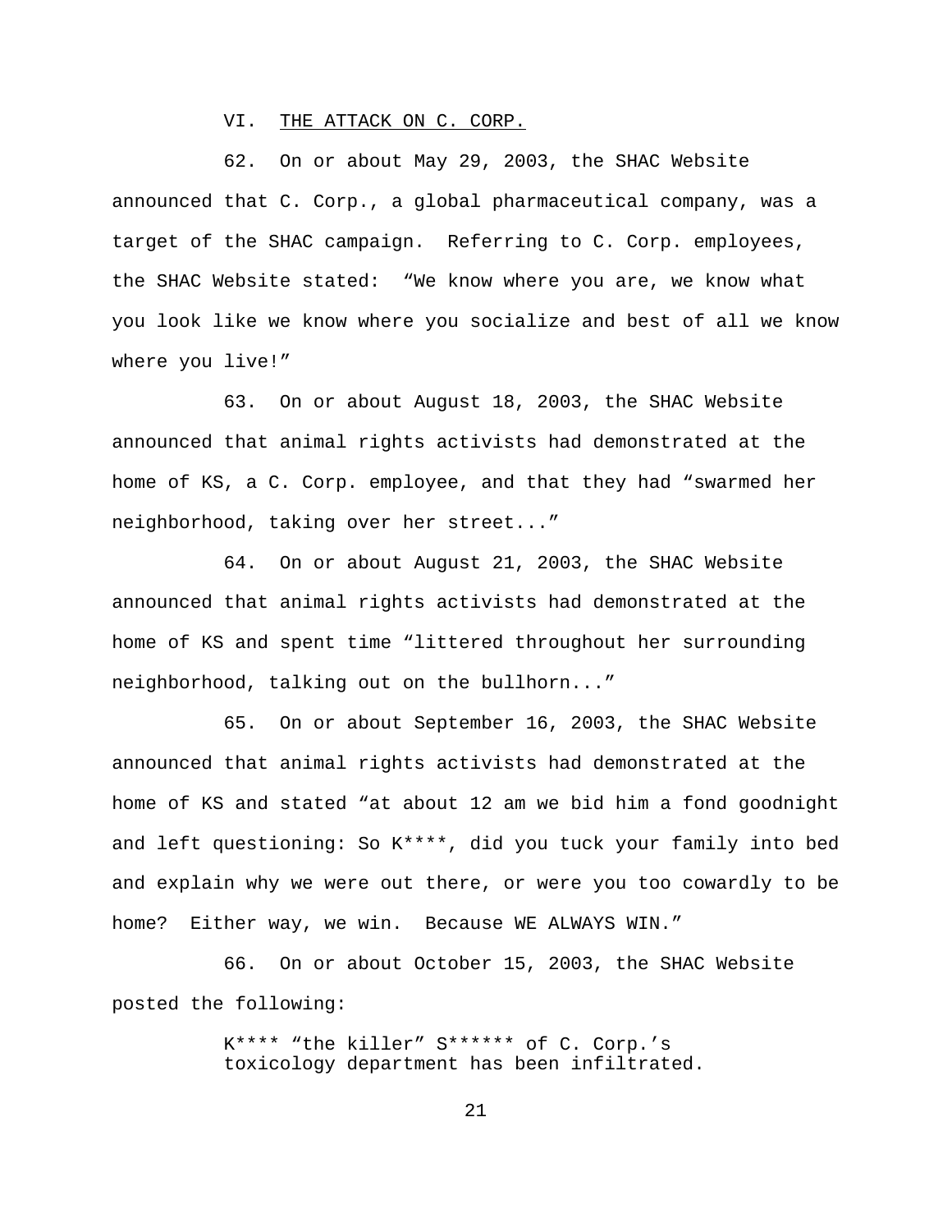VI. THE ATTACK ON C. CORP.

62. On or about May 29, 2003, the SHAC Website announced that C. Corp., a global pharmaceutical company, was a target of the SHAC campaign. Referring to C. Corp. employees, the SHAC Website stated: "We know where you are, we know what you look like we know where you socialize and best of all we know where you live!"

63. On or about August 18, 2003, the SHAC Website announced that animal rights activists had demonstrated at the home of KS, a C. Corp. employee, and that they had "swarmed her neighborhood, taking over her street..."

64. On or about August 21, 2003, the SHAC Website announced that animal rights activists had demonstrated at the home of KS and spent time "littered throughout her surrounding neighborhood, talking out on the bullhorn..."

65. On or about September 16, 2003, the SHAC Website announced that animal rights activists had demonstrated at the home of KS and stated "at about 12 am we bid him a fond goodnight and left questioning: So K****, did you tuck your family into bed and explain why we were out there, or were you too cowardly to be home? Either way, we win. Because WE ALWAYS WIN."

66. On or about October 15, 2003, the SHAC Website posted the following:

> K**** "the killer" S****** of C. Corp.'s toxicology department has been infiltrated.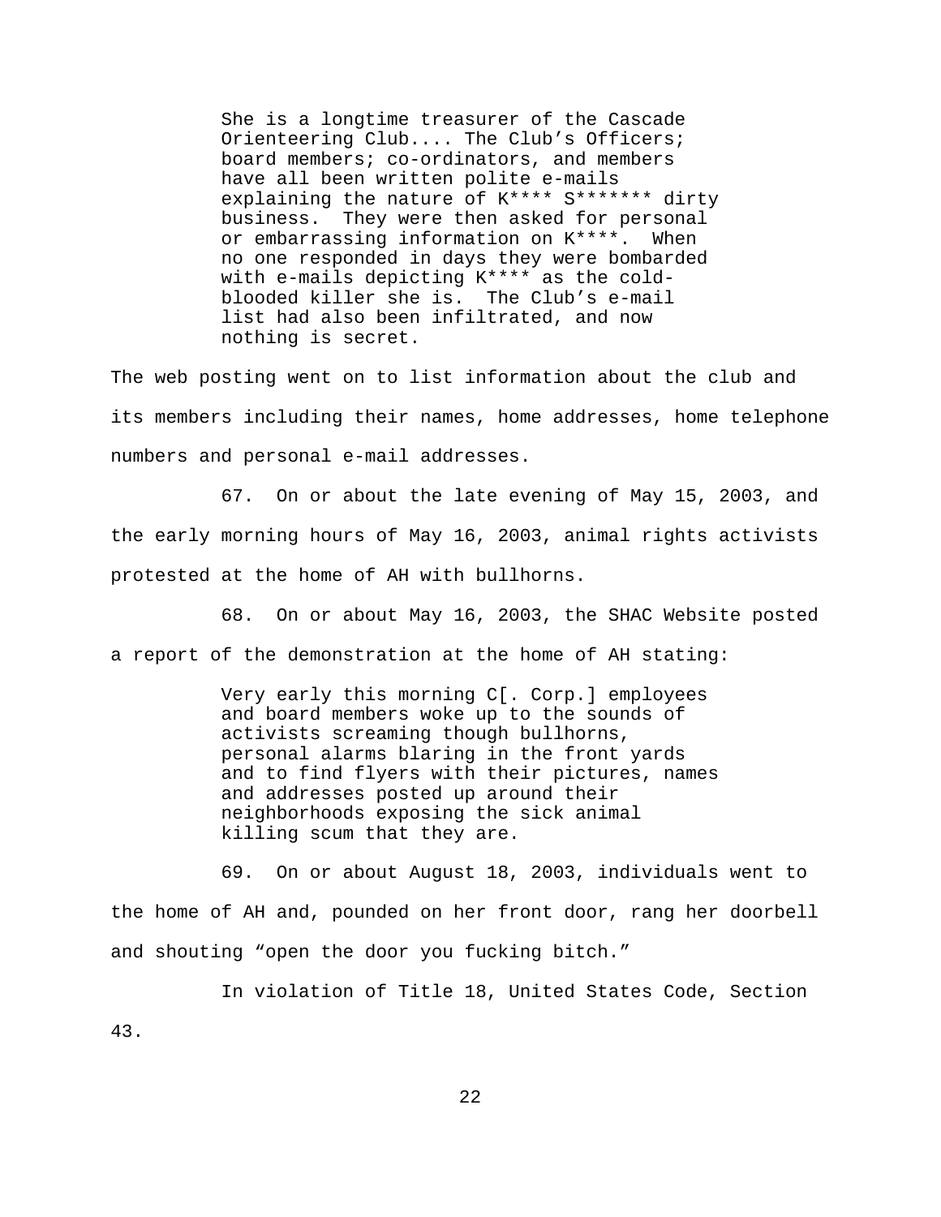> She is a longtime treasurer of the Cascade Orienteering Club.... The Club's Officers; board members; co-ordinators, and members have all been written polite e-mails explaining the nature of K**** S******* dirty business. They were then asked for personal or embarrassing information on K****. When no one responded in days they were bombarded with e-mails depicting K**** as the cold-blooded killer she is. The Club's e-mail list had also been infiltrated, and now nothing is secret.

The web posting went on to list information about the club and its members including their names, home addresses, home telephone numbers and personal e-mail addresses.

67. On or about the late evening of May 15, 2003, and the early morning hours of May 16, 2003, animal rights activists protested at the home of AH with bullhorns.

68. On or about May 16, 2003, the SHAC Website posted a report of the demonstration at the home of AH stating:

> Very early this morning C[. Corp.] employees and board members woke up to the sounds of activists screaming though bullhorns, personal alarms blaring in the front yards and to find flyers with their pictures, names and addresses posted up around their neighborhoods exposing the sick animal killing scum that they are.

69. On or about August 18, 2003, individuals went to the home of AH and, pounded on her front door, rang her doorbell and shouting "open the door you fucking bitch."

In violation of Title 18, United States Code, Section 43.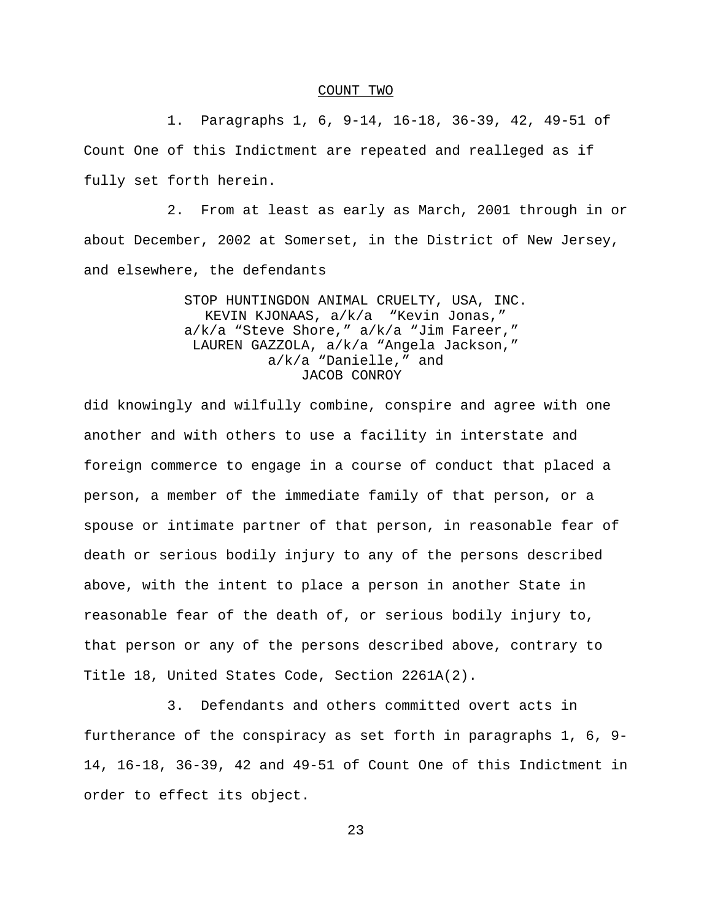<u>COUNT TWO</u>

1. Paragraphs 1, 6, 9-14, 16-18, 36-39, 42, 49-51 of Count One of this Indictment are repeated and realleged as if fully set forth herein.

2. From at least as early as March, 2001 through in or about December, 2002 at Somerset, in the District of New Jersey, and elsewhere, the defendants

STOP HUNTINGDON ANIMAL CRUELTY, USA, INC.
KEVIN KJONAAS, a/k/a "Kevin Jonas,"
a/k/a "Steve Shore," a/k/a "Jim Fareer,"
LAUREN GAZZOLA, a/k/a "Angela Jackson,"
a/k/a "Danielle," and
JACOB CONROY

did knowingly and wilfully combine, conspire and agree with one another and with others to use a facility in interstate and foreign commerce to engage in a course of conduct that placed a person, a member of the immediate family of that person, or a spouse or intimate partner of that person, in reasonable fear of death or serious bodily injury to any of the persons described above, with the intent to place a person in another State in reasonable fear of the death of, or serious bodily injury to, that person or any of the persons described above, contrary to Title 18, United States Code, Section 2261A(2).

3. Defendants and others committed overt acts in furtherance of the conspiracy as set forth in paragraphs 1, 6, 9-14, 16-18, 36-39, 42 and 49-51 of Count One of this Indictment in order to effect its object.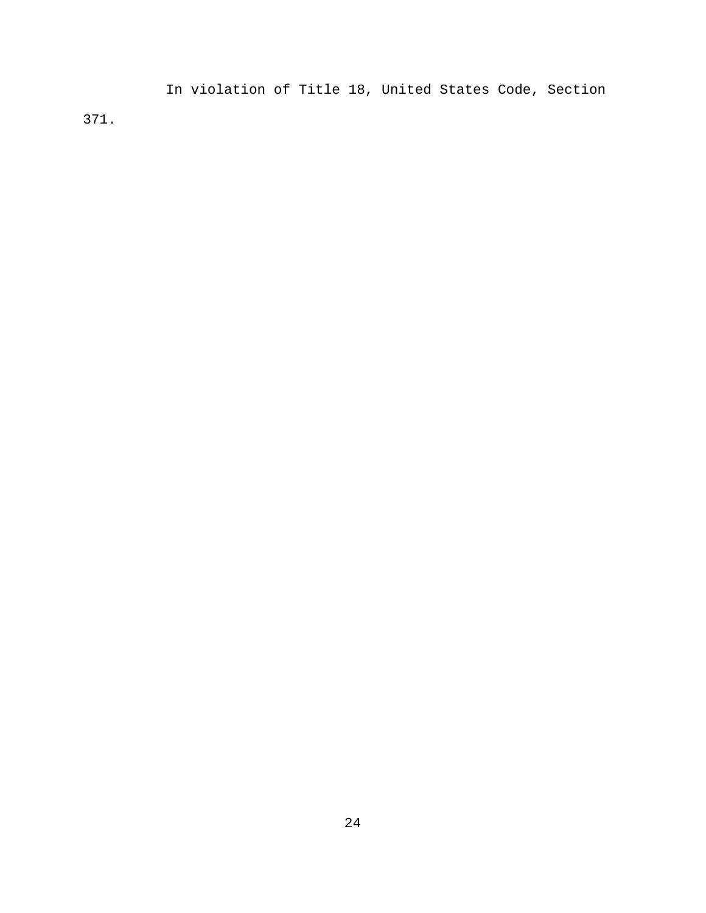In violation of Title 18, United States Code, Section 371.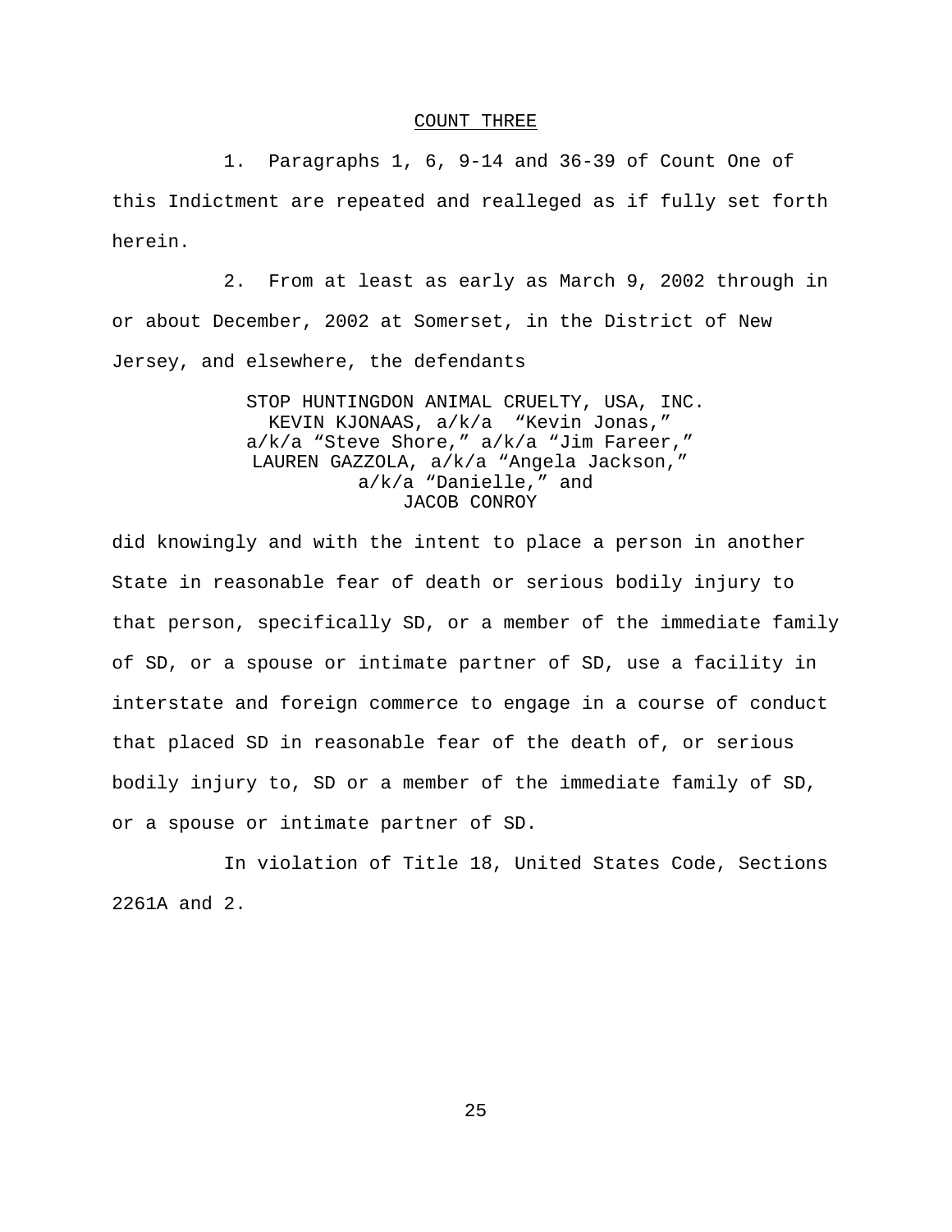## COUNT THREE

1. Paragraphs 1, 6, 9-14 and 36-39 of Count One of this Indictment are repeated and realleged as if fully set forth herein.

2. From at least as early as March 9, 2002 through in or about December, 2002 at Somerset, in the District of New Jersey, and elsewhere, the defendants

STOP HUNTINGDON ANIMAL CRUELTY, USA, INC.
KEVIN KJONAAS, a/k/a "Kevin Jonas,"
a/k/a "Steve Shore," a/k/a "Jim Fareer,"
LAUREN GAZZOLA, a/k/a "Angela Jackson,"
a/k/a "Danielle," and
JACOB CONROY

did knowingly and with the intent to place a person in another State in reasonable fear of death or serious bodily injury to that person, specifically SD, or a member of the immediate family of SD, or a spouse or intimate partner of SD, use a facility in interstate and foreign commerce to engage in a course of conduct that placed SD in reasonable fear of the death of, or serious bodily injury to, SD or a member of the immediate family of SD, or a spouse or intimate partner of SD.

In violation of Title 18, United States Code, Sections 2261A and 2.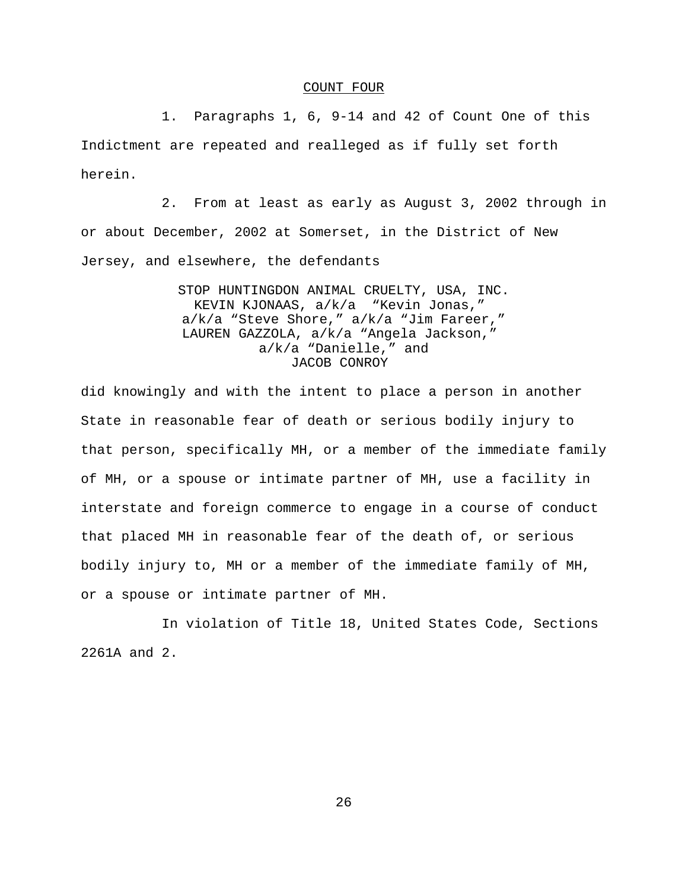## COUNT FOUR

1. Paragraphs 1, 6, 9-14 and 42 of Count One of this Indictment are repeated and realleged as if fully set forth herein.

2. From at least as early as August 3, 2002 through in or about December, 2002 at Somerset, in the District of New Jersey, and elsewhere, the defendants

STOP HUNTINGDON ANIMAL CRUELTY, USA, INC.
KEVIN KJONAAS, a/k/a "Kevin Jonas,"
a/k/a "Steve Shore," a/k/a "Jim Fareer,"
LAUREN GAZZOLA, a/k/a "Angela Jackson,"
a/k/a "Danielle," and
JACOB CONROY

did knowingly and with the intent to place a person in another State in reasonable fear of death or serious bodily injury to that person, specifically MH, or a member of the immediate family of MH, or a spouse or intimate partner of MH, use a facility in interstate and foreign commerce to engage in a course of conduct that placed MH in reasonable fear of the death of, or serious bodily injury to, MH or a member of the immediate family of MH, or a spouse or intimate partner of MH.

In violation of Title 18, United States Code, Sections 2261A and 2.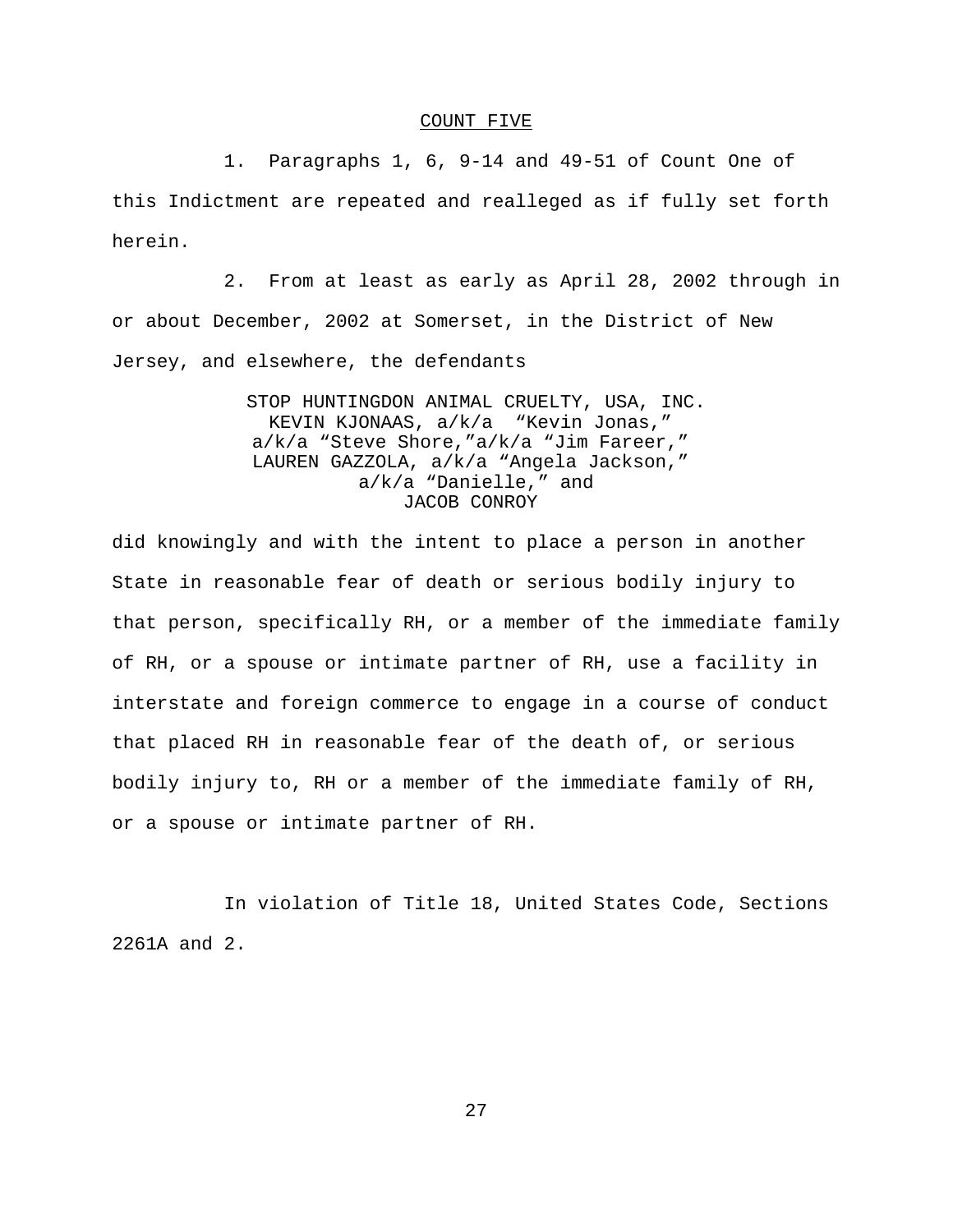## COUNT FIVE

1. Paragraphs 1, 6, 9-14 and 49-51 of Count One of this Indictment are repeated and realleged as if fully set forth herein.

2. From at least as early as April 28, 2002 through in or about December, 2002 at Somerset, in the District of New Jersey, and elsewhere, the defendants

STOP HUNTINGDON ANIMAL CRUELTY, USA, INC.
KEVIN KJONAAS, a/k/a "Kevin Jonas,"
a/k/a "Steve Shore,"a/k/a "Jim Fareer,"
LAUREN GAZZOLA, a/k/a "Angela Jackson,"
a/k/a "Danielle," and
JACOB CONROY

did knowingly and with the intent to place a person in another State in reasonable fear of death or serious bodily injury to that person, specifically RH, or a member of the immediate family of RH, or a spouse or intimate partner of RH, use a facility in interstate and foreign commerce to engage in a course of conduct that placed RH in reasonable fear of the death of, or serious bodily injury to, RH or a member of the immediate family of RH, or a spouse or intimate partner of RH.

In violation of Title 18, United States Code, Sections 2261A and 2.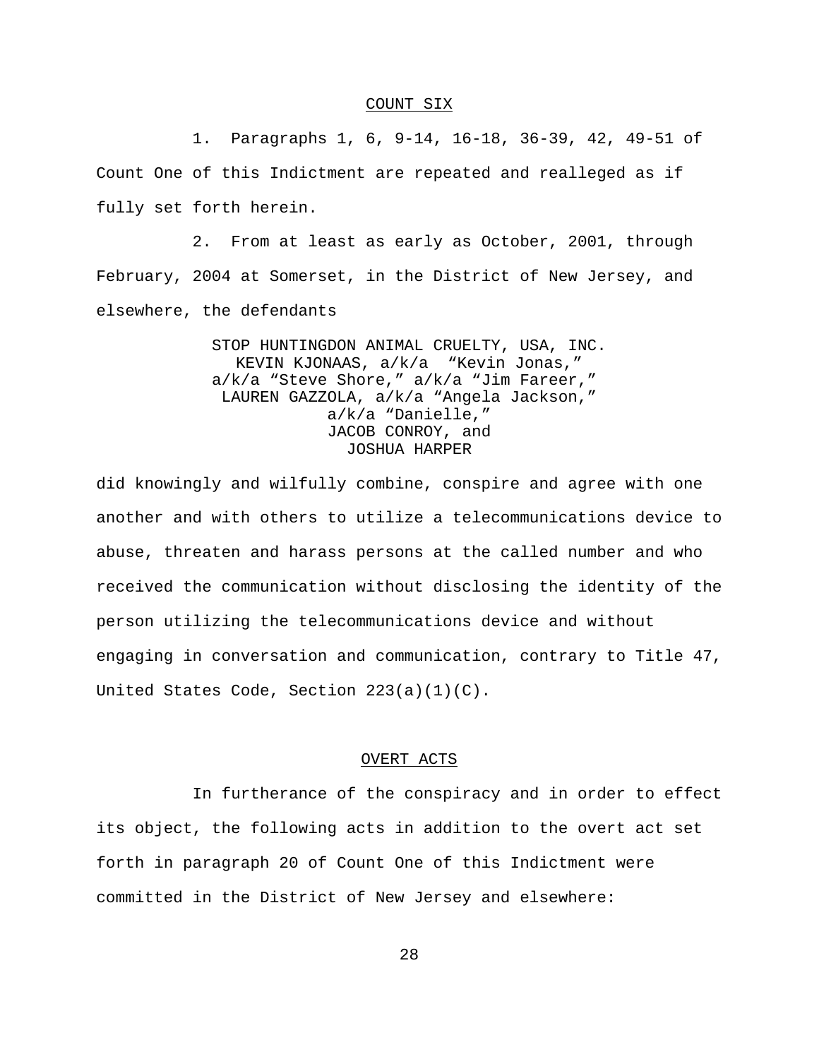## COUNT SIX

1. Paragraphs 1, 6, 9-14, 16-18, 36-39, 42, 49-51 of Count One of this Indictment are repeated and realleged as if fully set forth herein.

2. From at least as early as October, 2001, through February, 2004 at Somerset, in the District of New Jersey, and elsewhere, the defendants

STOP HUNTINGDON ANIMAL CRUELTY, USA, INC.
KEVIN KJONAAS, a/k/a "Kevin Jonas,"
a/k/a "Steve Shore," a/k/a "Jim Fareer,"
LAUREN GAZZOLA, a/k/a "Angela Jackson,"
a/k/a "Danielle,"
JACOB CONROY, and
JOSHUA HARPER

did knowingly and wilfully combine, conspire and agree with one another and with others to utilize a telecommunications device to abuse, threaten and harass persons at the called number and who received the communication without disclosing the identity of the person utilizing the telecommunications device and without engaging in conversation and communication, contrary to Title 47, United States Code, Section 223(a)(1)(C).

## OVERT ACTS

In furtherance of the conspiracy and in order to effect its object, the following acts in addition to the overt act set forth in paragraph 20 of Count One of this Indictment were committed in the District of New Jersey and elsewhere: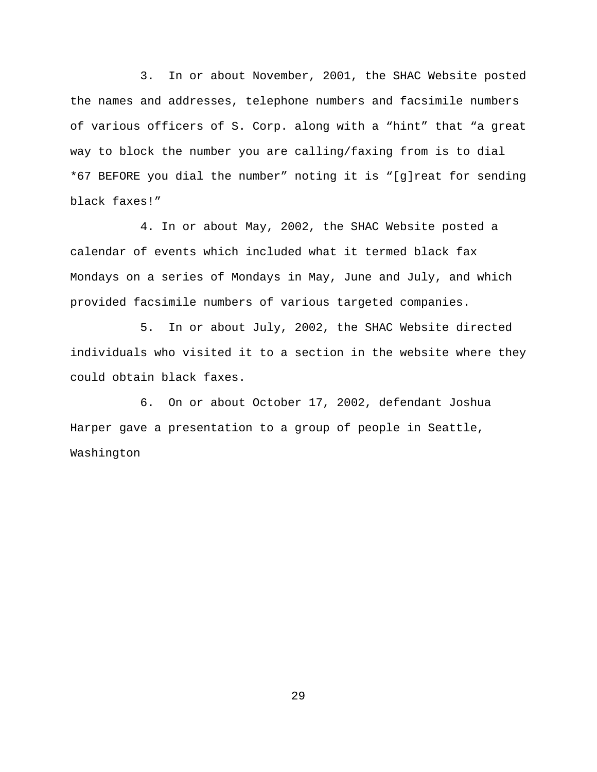3. In or about November, 2001, the SHAC Website posted the names and addresses, telephone numbers and facsimile numbers of various officers of S. Corp. along with a "hint" that "a great way to block the number you are calling/faxing from is to dial *67 BEFORE you dial the number" noting it is "[g]reat for sending black faxes!"

4. In or about May, 2002, the SHAC Website posted a calendar of events which included what it termed black fax Mondays on a series of Mondays in May, June and July, and which provided facsimile numbers of various targeted companies.

5. In or about July, 2002, the SHAC Website directed individuals who visited it to a section in the website where they could obtain black faxes.

6. On or about October 17, 2002, defendant Joshua Harper gave a presentation to a group of people in Seattle, Washington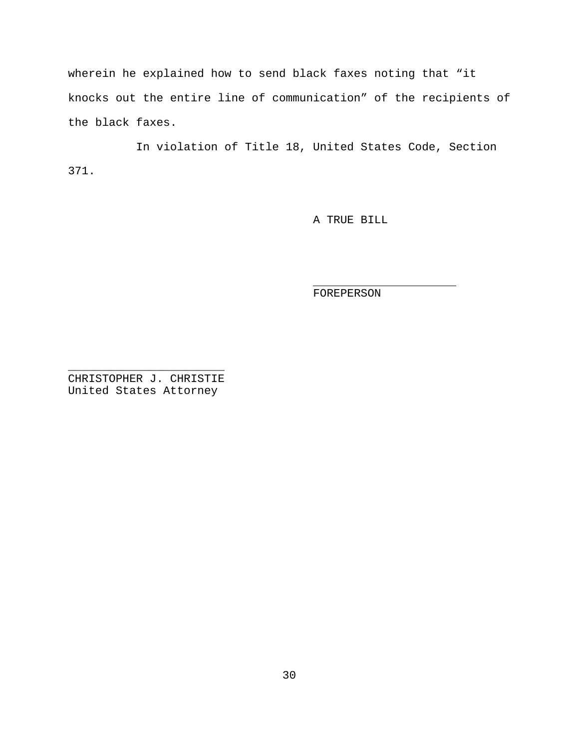wherein he explained how to send black faxes noting that "it knocks out the entire line of communication" of the recipients of the black faxes.

In violation of Title 18, United States Code, Section 371.

A TRUE BILL

\_\_\_\_\_\_\_\_\_\_\_\_\_\_\_\_\_\_\_\_\_\_

FOREPERSON

\_\_\_\_\_\_\_\_\_\_\_\_\_\_\_\_\_\_\_\_\_\_\_\_

CHRISTOPHER J. CHRISTIE
United States Attorney